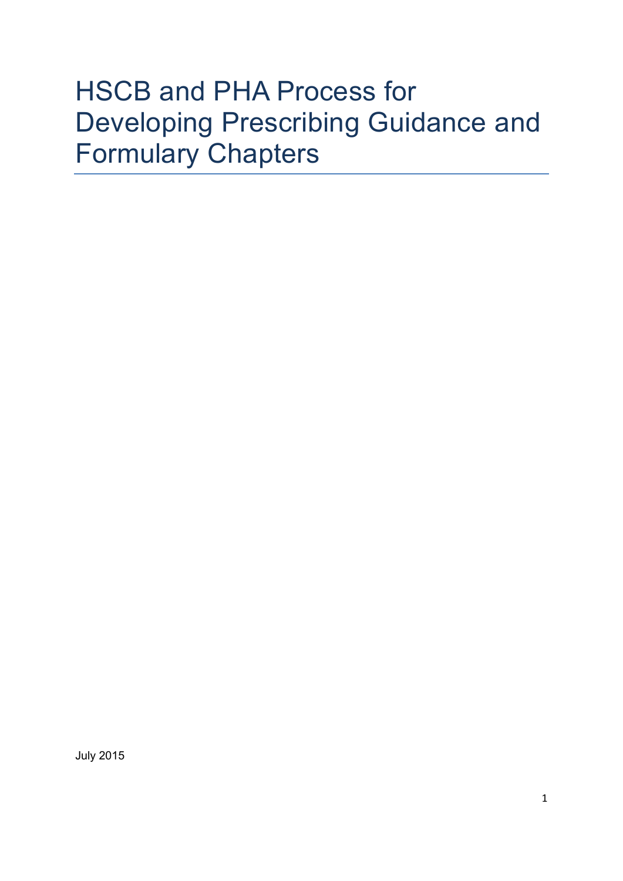# HSCB and PHA Process for Developing Prescribing Guidance and Formulary Chapters

July 2015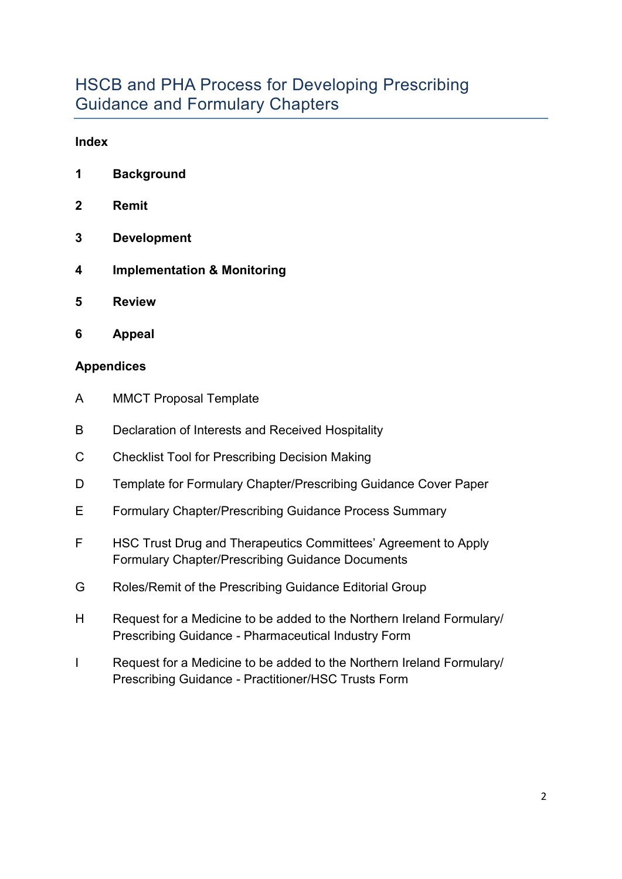# HSCB and PHA Process for Developing Prescribing Guidance and Formulary Chapters

**Index**

**1 Background**

**2 Remit**

**3 Development**

**4 Implementation & Monitoring**

**5 Review**

**6 Appeal**

**Appendices**

A MMCT Proposal Template

B Declaration of Interests and Received Hospitality

C Checklist Tool for Prescribing Decision Making

D Template for Formulary Chapter/Prescribing Guidance Cover Paper

E Formulary Chapter/Prescribing Guidance Process Summary

F HSC Trust Drug and Therapeutics Committees' Agreement to Apply Formulary Chapter/Prescribing Guidance Documents

G Roles/Remit of the Prescribing Guidance Editorial Group

H Request for a Medicine to be added to the Northern Ireland Formulary/ Prescribing Guidance - Pharmaceutical Industry Form

I Request for a Medicine to be added to the Northern Ireland Formulary/ Prescribing Guidance - Practitioner/HSC Trusts Form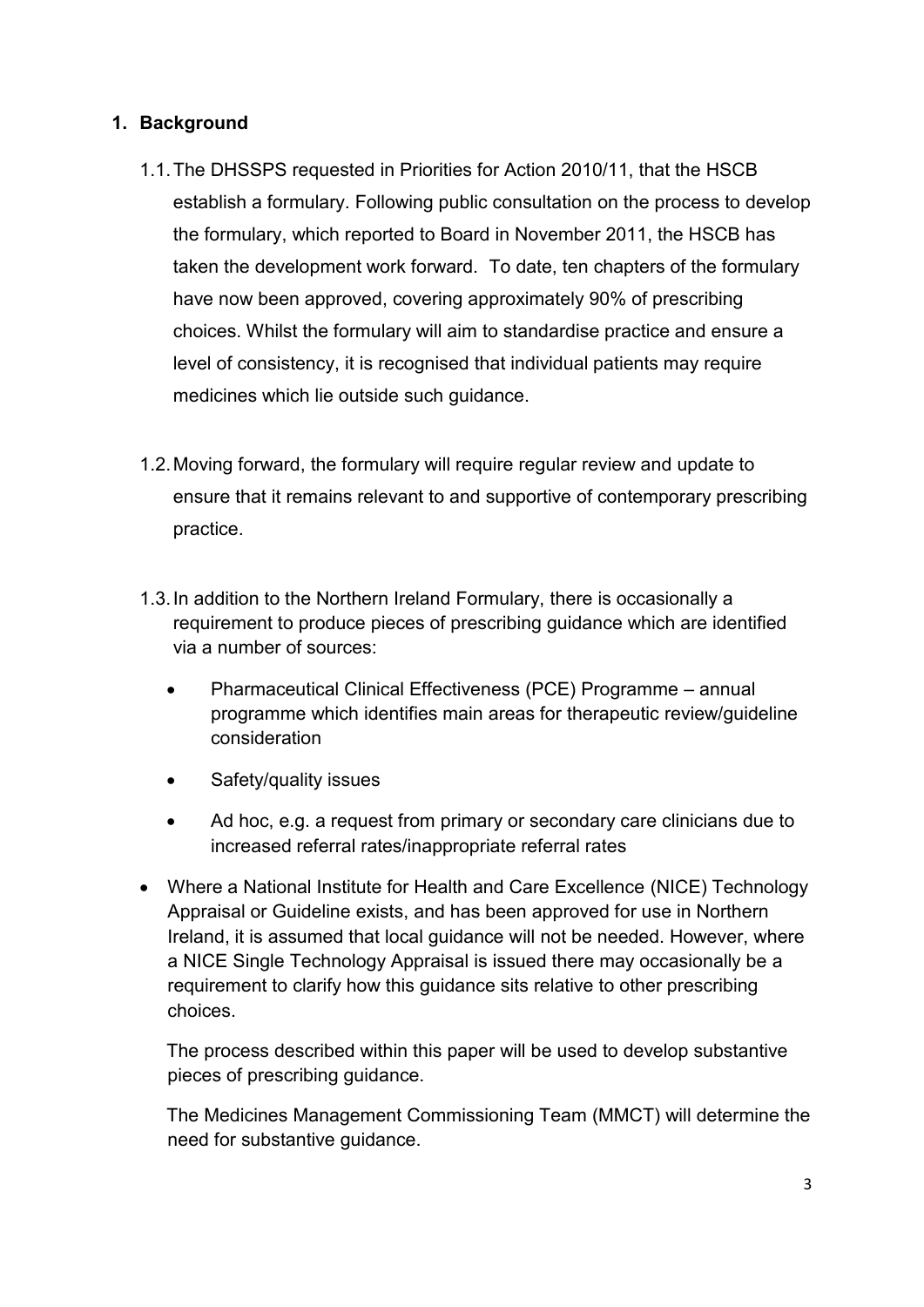## 1. Background

1.1. The DHSSPS requested in Priorities for Action 2010/11, that the HSCB establish a formulary. Following public consultation on the process to develop the formulary, which reported to Board in November 2011, the HSCB has taken the development work forward. To date, ten chapters of the formulary have now been approved, covering approximately 90% of prescribing choices. Whilst the formulary will aim to standardise practice and ensure a level of consistency, it is recognised that individual patients may require medicines which lie outside such guidance.

1.2. Moving forward, the formulary will require regular review and update to ensure that it remains relevant to and supportive of contemporary prescribing practice.

1.3. In addition to the Northern Ireland Formulary, there is occasionally a requirement to produce pieces of prescribing guidance which are identified via a number of sources:

- Pharmaceutical Clinical Effectiveness (PCE) Programme – annual programme which identifies main areas for therapeutic review/guideline consideration
- Safety/quality issues
- Ad hoc, e.g. a request from primary or secondary care clinicians due to increased referral rates/inappropriate referral rates

- Where a National Institute for Health and Care Excellence (NICE) Technology Appraisal or Guideline exists, and has been approved for use in Northern Ireland, it is assumed that local guidance will not be needed. However, where a NICE Single Technology Appraisal is issued there may occasionally be a requirement to clarify how this guidance sits relative to other prescribing choices.

  The process described within this paper will be used to develop substantive pieces of prescribing guidance.

  The Medicines Management Commissioning Team (MMCT) will determine the need for substantive guidance.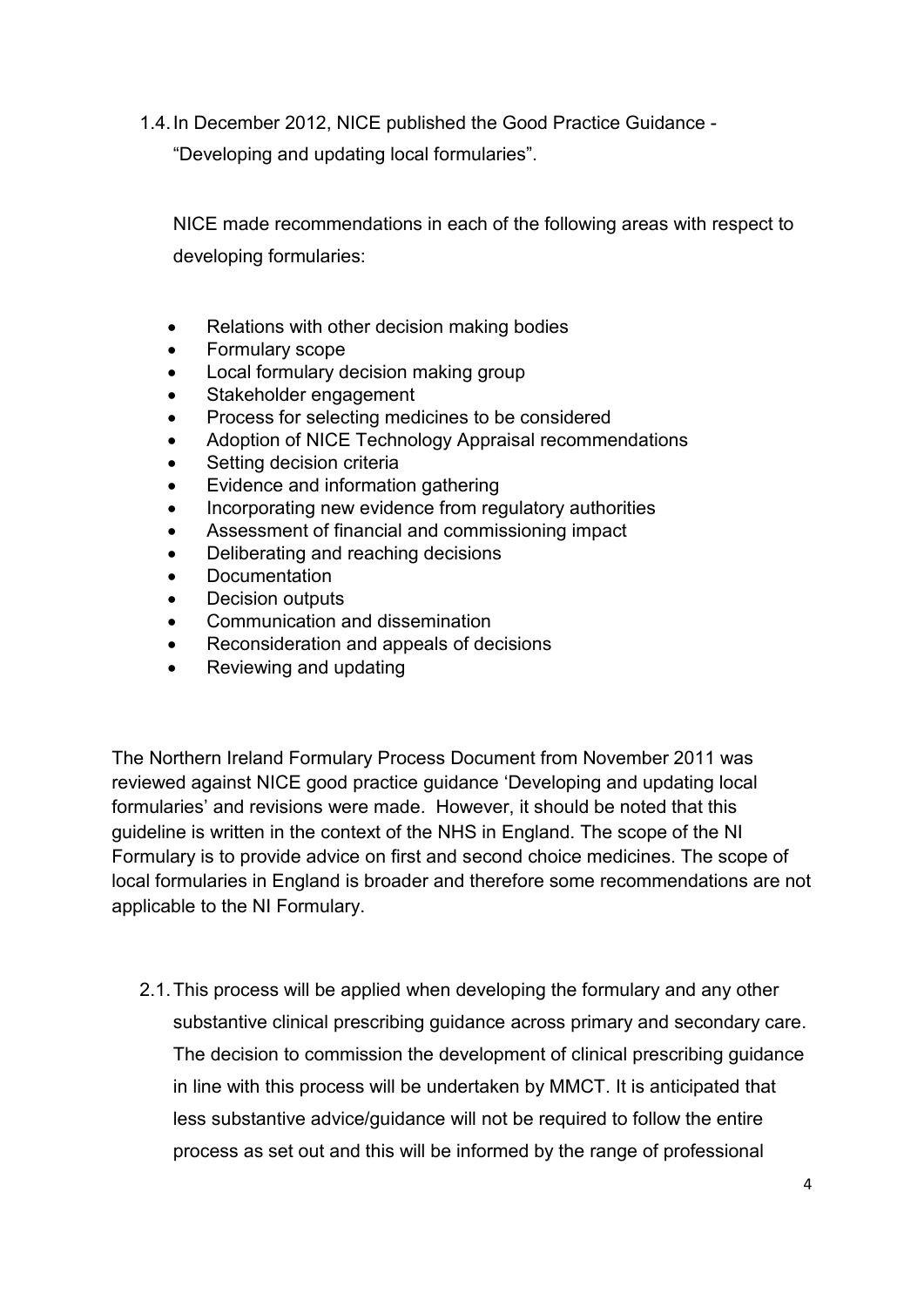1.4. In December 2012, NICE published the Good Practice Guidance - "Developing and updating local formularies".

NICE made recommendations in each of the following areas with respect to developing formularies:

- Relations with other decision making bodies
- Formulary scope
- Local formulary decision making group
- Stakeholder engagement
- Process for selecting medicines to be considered
- Adoption of NICE Technology Appraisal recommendations
- Setting decision criteria
- Evidence and information gathering
- Incorporating new evidence from regulatory authorities
- Assessment of financial and commissioning impact
- Deliberating and reaching decisions
- Documentation
- Decision outputs
- Communication and dissemination
- Reconsideration and appeals of decisions
- Reviewing and updating

The Northern Ireland Formulary Process Document from November 2011 was reviewed against NICE good practice guidance 'Developing and updating local formularies' and revisions were made. However, it should be noted that this guideline is written in the context of the NHS in England. The scope of the NI Formulary is to provide advice on first and second choice medicines. The scope of local formularies in England is broader and therefore some recommendations are not applicable to the NI Formulary.

2.1. This process will be applied when developing the formulary and any other substantive clinical prescribing guidance across primary and secondary care. The decision to commission the development of clinical prescribing guidance in line with this process will be undertaken by MMCT. It is anticipated that less substantive advice/guidance will not be required to follow the entire process as set out and this will be informed by the range of professional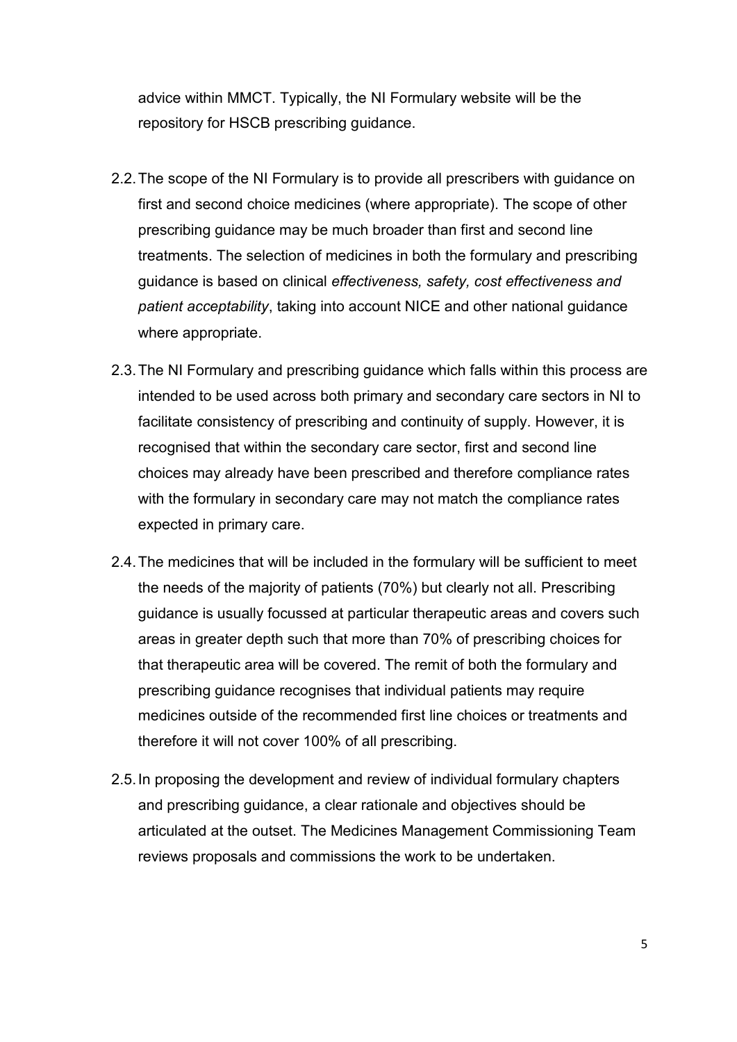advice within MMCT. Typically, the NI Formulary website will be the repository for HSCB prescribing guidance.

2.2. The scope of the NI Formulary is to provide all prescribers with guidance on first and second choice medicines (where appropriate). The scope of other prescribing guidance may be much broader than first and second line treatments. The selection of medicines in both the formulary and prescribing guidance is based on clinical *effectiveness, safety, cost effectiveness and patient acceptability*, taking into account NICE and other national guidance where appropriate.

2.3. The NI Formulary and prescribing guidance which falls within this process are intended to be used across both primary and secondary care sectors in NI to facilitate consistency of prescribing and continuity of supply. However, it is recognised that within the secondary care sector, first and second line choices may already have been prescribed and therefore compliance rates with the formulary in secondary care may not match the compliance rates expected in primary care.

2.4. The medicines that will be included in the formulary will be sufficient to meet the needs of the majority of patients (70%) but clearly not all. Prescribing guidance is usually focussed at particular therapeutic areas and covers such areas in greater depth such that more than 70% of prescribing choices for that therapeutic area will be covered. The remit of both the formulary and prescribing guidance recognises that individual patients may require medicines outside of the recommended first line choices or treatments and therefore it will not cover 100% of all prescribing.

2.5. In proposing the development and review of individual formulary chapters and prescribing guidance, a clear rationale and objectives should be articulated at the outset. The Medicines Management Commissioning Team reviews proposals and commissions the work to be undertaken.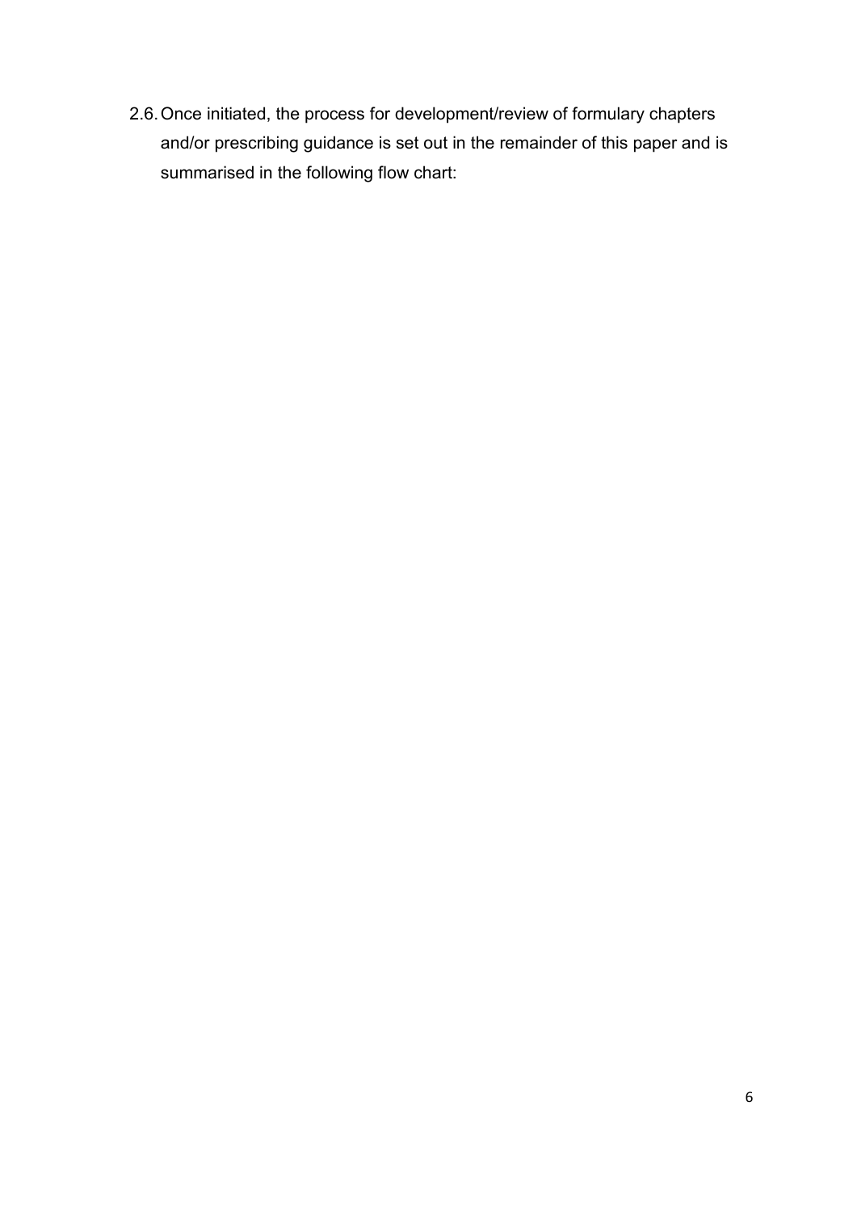2.6. Once initiated, the process for development/review of formulary chapters and/or prescribing guidance is set out in the remainder of this paper and is summarised in the following flow chart: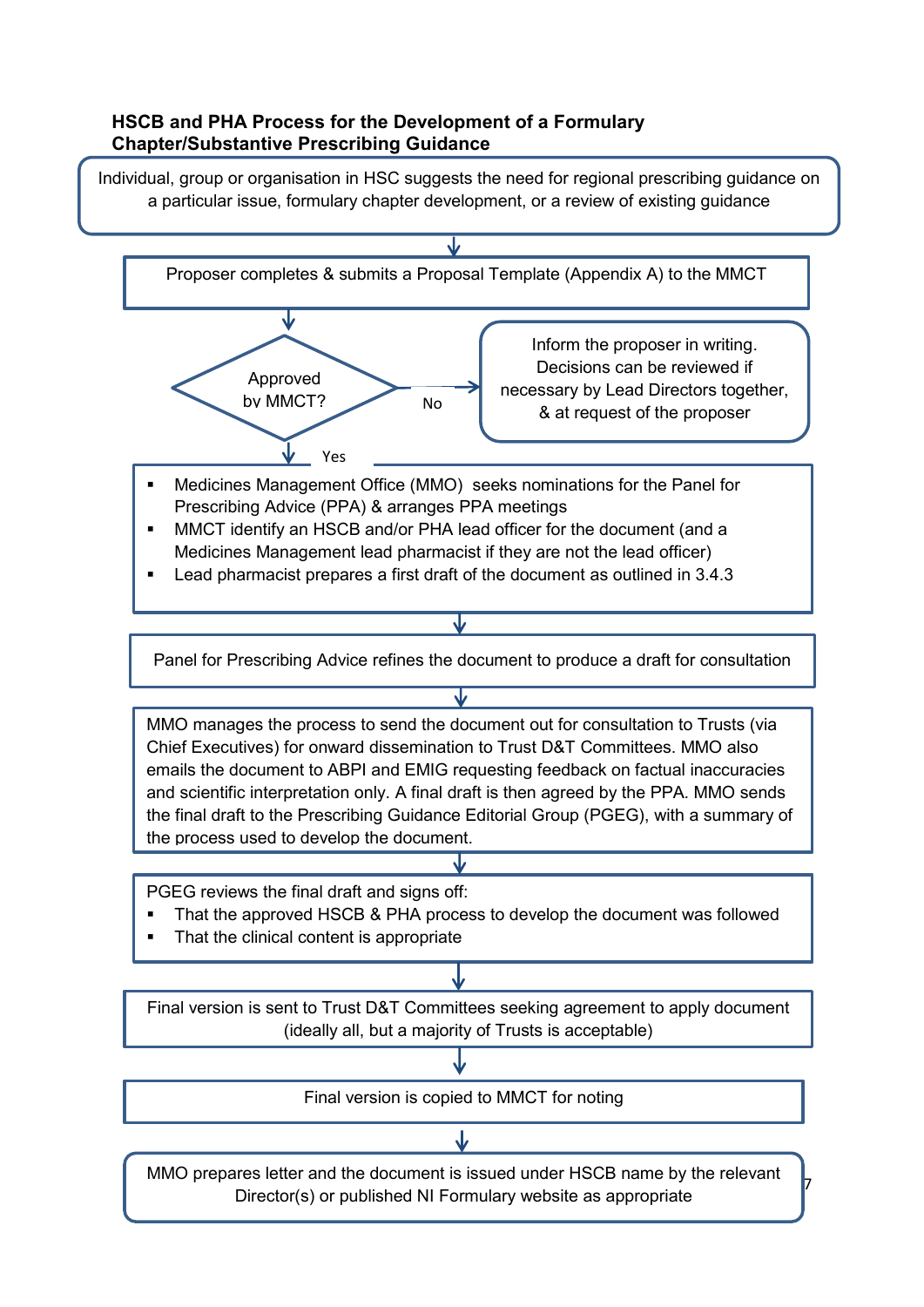**HSCB and PHA Process for the Development of a Formulary Chapter/Substantive Prescribing Guidance**

Individual, group or organisation in HSC suggests the need for regional prescribing guidance on a particular issue, formulary chapter development, or a review of existing guidance

↓

Proposer completes & submits a Proposal Template (Appendix A) to the MMCT

↓

Approved by MMCT?

- No → Inform the proposer in writing. Decisions can be reviewed if necessary by Lead Directors together, & at request of the proposer
- Yes ↓

- Medicines Management Office (MMO) seeks nominations for the Panel for Prescribing Advice (PPA) & arranges PPA meetings
- MMCT identify an HSCB and/or PHA lead officer for the document (and a Medicines Management lead pharmacist if they are not the lead officer)
- Lead pharmacist prepares a first draft of the document as outlined in 3.4.3

↓

Panel for Prescribing Advice refines the document to produce a draft for consultation

↓

MMO manages the process to send the document out for consultation to Trusts (via Chief Executives) for onward dissemination to Trust D&T Committees. MMO also emails the document to ABPI and EMIG requesting feedback on factual inaccuracies and scientific interpretation only. A final draft is then agreed by the PPA. MMO sends the final draft to the Prescribing Guidance Editorial Group (PGEG), with a summary of the process used to develop the document.

↓

PGEG reviews the final draft and signs off:

- That the approved HSCB & PHA process to develop the document was followed
- That the clinical content is appropriate

↓

Final version is sent to Trust D&T Committees seeking agreement to apply document (ideally all, but a majority of Trusts is acceptable)

↓

Final version is copied to MMCT for noting

↓

MMO prepares letter and the document is issued under HSCB name by the relevant Director(s) or published NI Formulary website as appropriate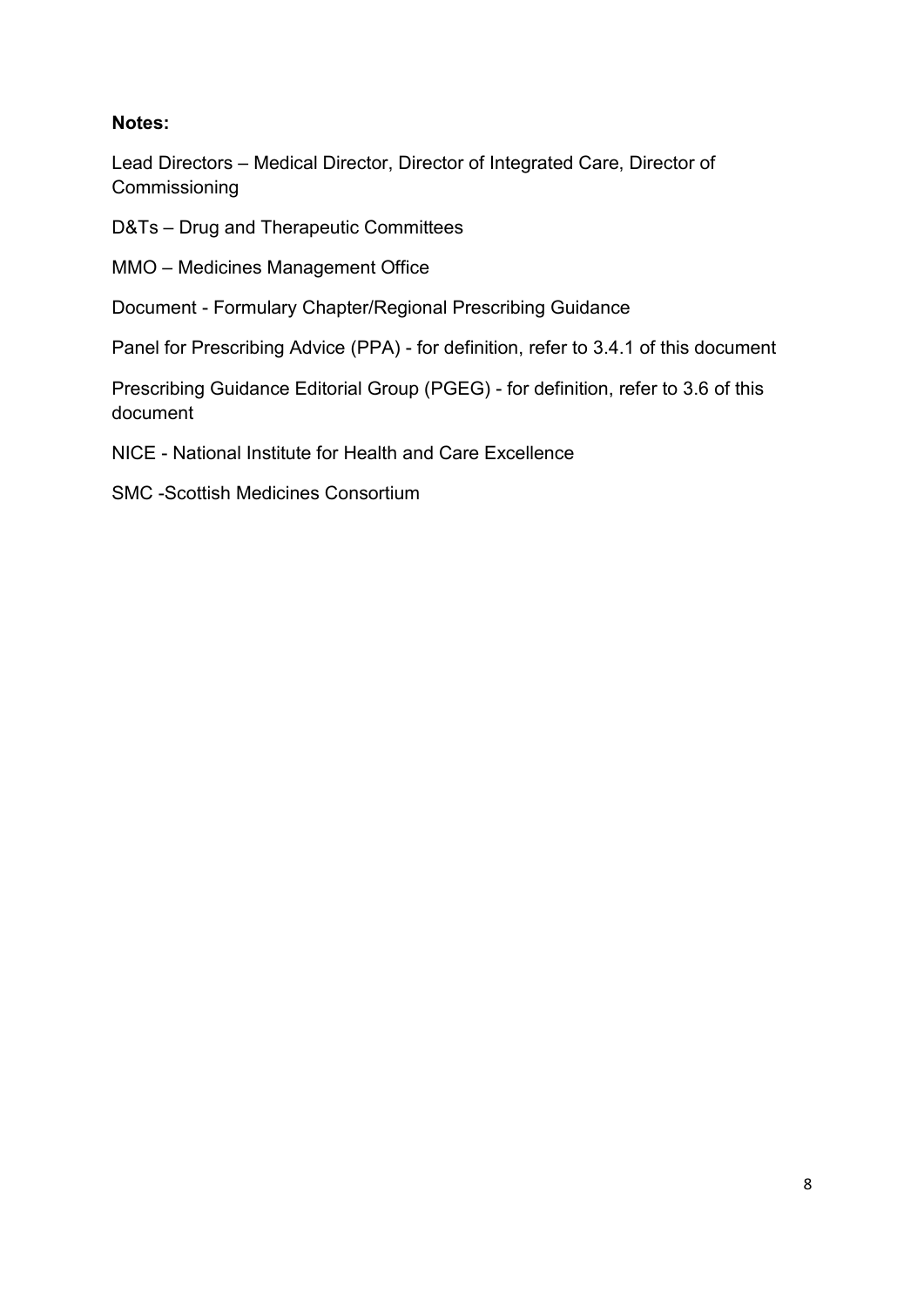**Notes:**

Lead Directors – Medical Director, Director of Integrated Care, Director of Commissioning

D&Ts – Drug and Therapeutic Committees

MMO – Medicines Management Office

Document - Formulary Chapter/Regional Prescribing Guidance

Panel for Prescribing Advice (PPA) - for definition, refer to 3.4.1 of this document

Prescribing Guidance Editorial Group (PGEG) - for definition, refer to 3.6 of this document

NICE - National Institute for Health and Care Excellence

SMC -Scottish Medicines Consortium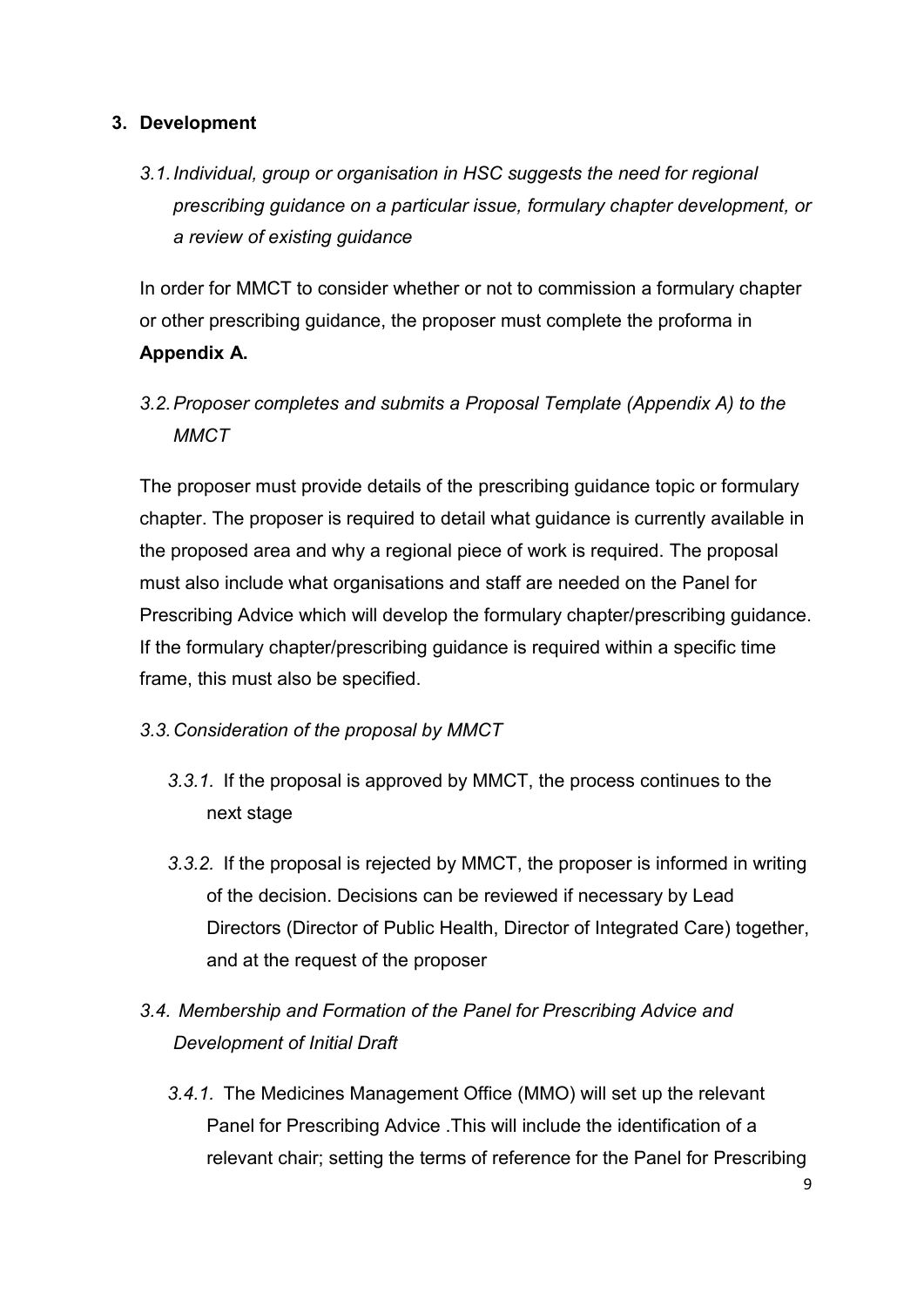## 3. Development

### *3.1. Individual, group or organisation in HSC suggests the need for regional prescribing guidance on a particular issue, formulary chapter development, or a review of existing guidance*

In order for MMCT to consider whether or not to commission a formulary chapter or other prescribing guidance, the proposer must complete the proforma in **Appendix A.**

### *3.2. Proposer completes and submits a Proposal Template (Appendix A) to the MMCT*

The proposer must provide details of the prescribing guidance topic or formulary chapter. The proposer is required to detail what guidance is currently available in the proposed area and why a regional piece of work is required. The proposal must also include what organisations and staff are needed on the Panel for Prescribing Advice which will develop the formulary chapter/prescribing guidance. If the formulary chapter/prescribing guidance is required within a specific time frame, this must also be specified.

### *3.3. Consideration of the proposal by MMCT*

*3.3.1.* If the proposal is approved by MMCT, the process continues to the next stage

*3.3.2.* If the proposal is rejected by MMCT, the proposer is informed in writing of the decision. Decisions can be reviewed if necessary by Lead Directors (Director of Public Health, Director of Integrated Care) together, and at the request of the proposer

### *3.4. Membership and Formation of the Panel for Prescribing Advice and Development of Initial Draft*

*3.4.1.* The Medicines Management Office (MMO) will set up the relevant Panel for Prescribing Advice .This will include the identification of a relevant chair; setting the terms of reference for the Panel for Prescribing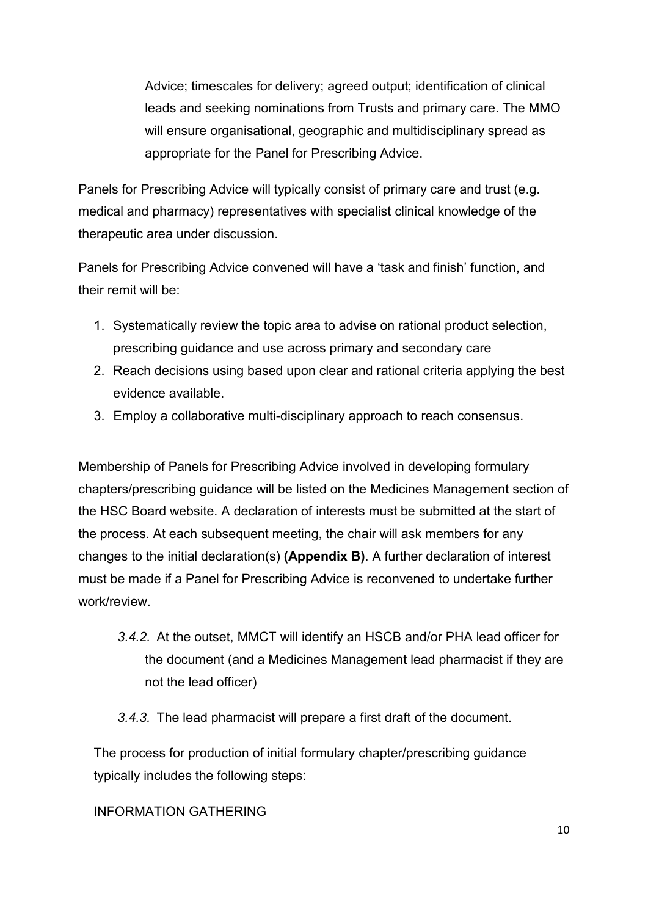Advice; timescales for delivery; agreed output; identification of clinical leads and seeking nominations from Trusts and primary care. The MMO will ensure organisational, geographic and multidisciplinary spread as appropriate for the Panel for Prescribing Advice.

Panels for Prescribing Advice will typically consist of primary care and trust (e.g. medical and pharmacy) representatives with specialist clinical knowledge of the therapeutic area under discussion.

Panels for Prescribing Advice convened will have a 'task and finish' function, and their remit will be:

1. Systematically review the topic area to advise on rational product selection, prescribing guidance and use across primary and secondary care
2. Reach decisions using based upon clear and rational criteria applying the best evidence available.
3. Employ a collaborative multi-disciplinary approach to reach consensus.

Membership of Panels for Prescribing Advice involved in developing formulary chapters/prescribing guidance will be listed on the Medicines Management section of the HSC Board website. A declaration of interests must be submitted at the start of the process. At each subsequent meeting, the chair will ask members for any changes to the initial declaration(s) **(Appendix B)**. A further declaration of interest must be made if a Panel for Prescribing Advice is reconvened to undertake further work/review.

*3.4.2.* At the outset, MMCT will identify an HSCB and/or PHA lead officer for the document (and a Medicines Management lead pharmacist if they are not the lead officer)

*3.4.3.* The lead pharmacist will prepare a first draft of the document.

The process for production of initial formulary chapter/prescribing guidance typically includes the following steps:

INFORMATION GATHERING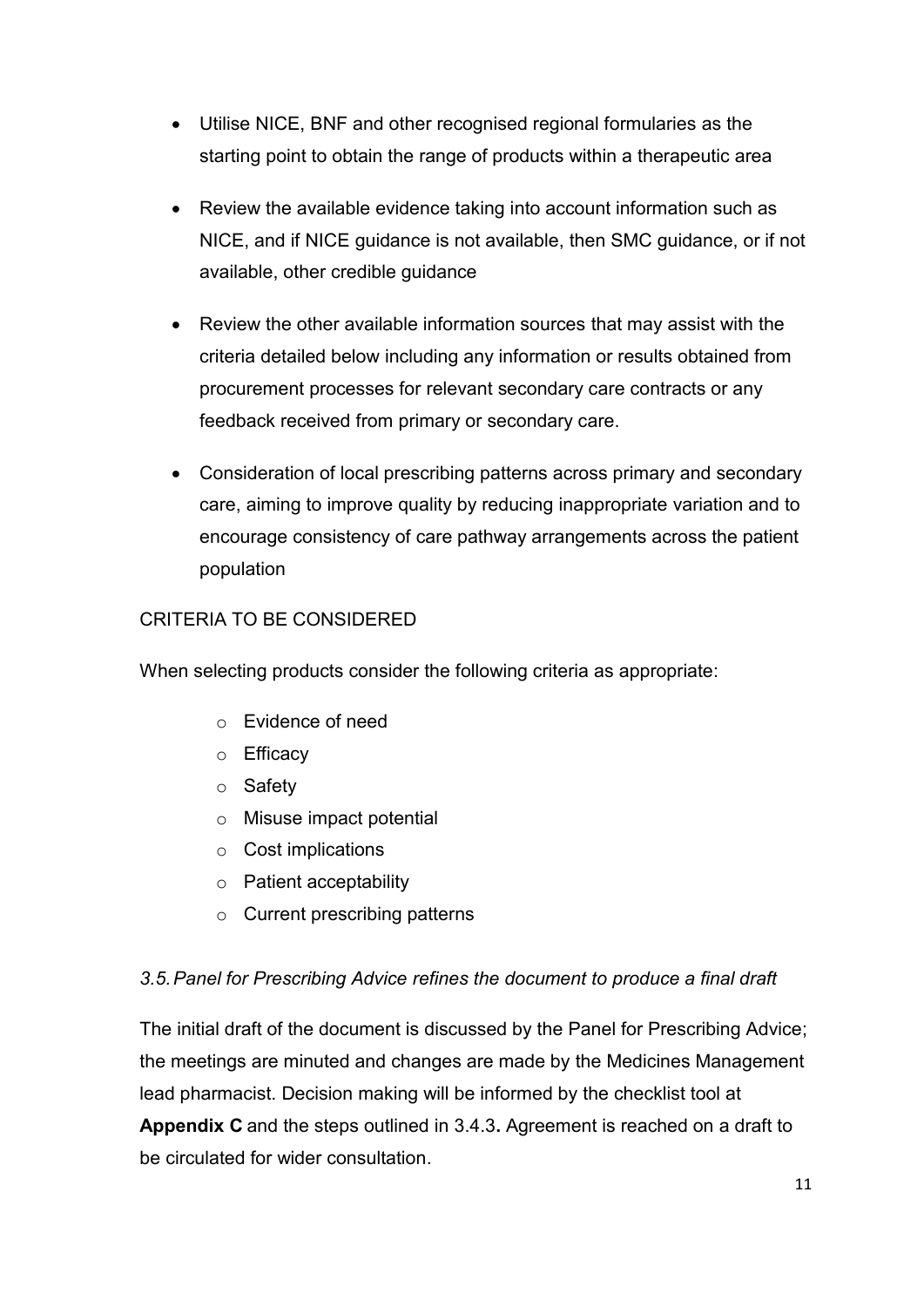- Utilise NICE, BNF and other recognised regional formularies as the starting point to obtain the range of products within a therapeutic area

- Review the available evidence taking into account information such as NICE, and if NICE guidance is not available, then SMC guidance, or if not available, other credible guidance

- Review the other available information sources that may assist with the criteria detailed below including any information or results obtained from procurement processes for relevant secondary care contracts or any feedback received from primary or secondary care.

- Consideration of local prescribing patterns across primary and secondary care, aiming to improve quality by reducing inappropriate variation and to encourage consistency of care pathway arrangements across the patient population

CRITERIA TO BE CONSIDERED

When selecting products consider the following criteria as appropriate:

- Evidence of need
- Efficacy
- Safety
- Misuse impact potential
- Cost implications
- Patient acceptability
- Current prescribing patterns

*3.5. Panel for Prescribing Advice refines the document to produce a final draft*

The initial draft of the document is discussed by the Panel for Prescribing Advice; the meetings are minuted and changes are made by the Medicines Management lead pharmacist. Decision making will be informed by the checklist tool at **Appendix C** and the steps outlined in 3.4.3**.** Agreement is reached on a draft to be circulated for wider consultation.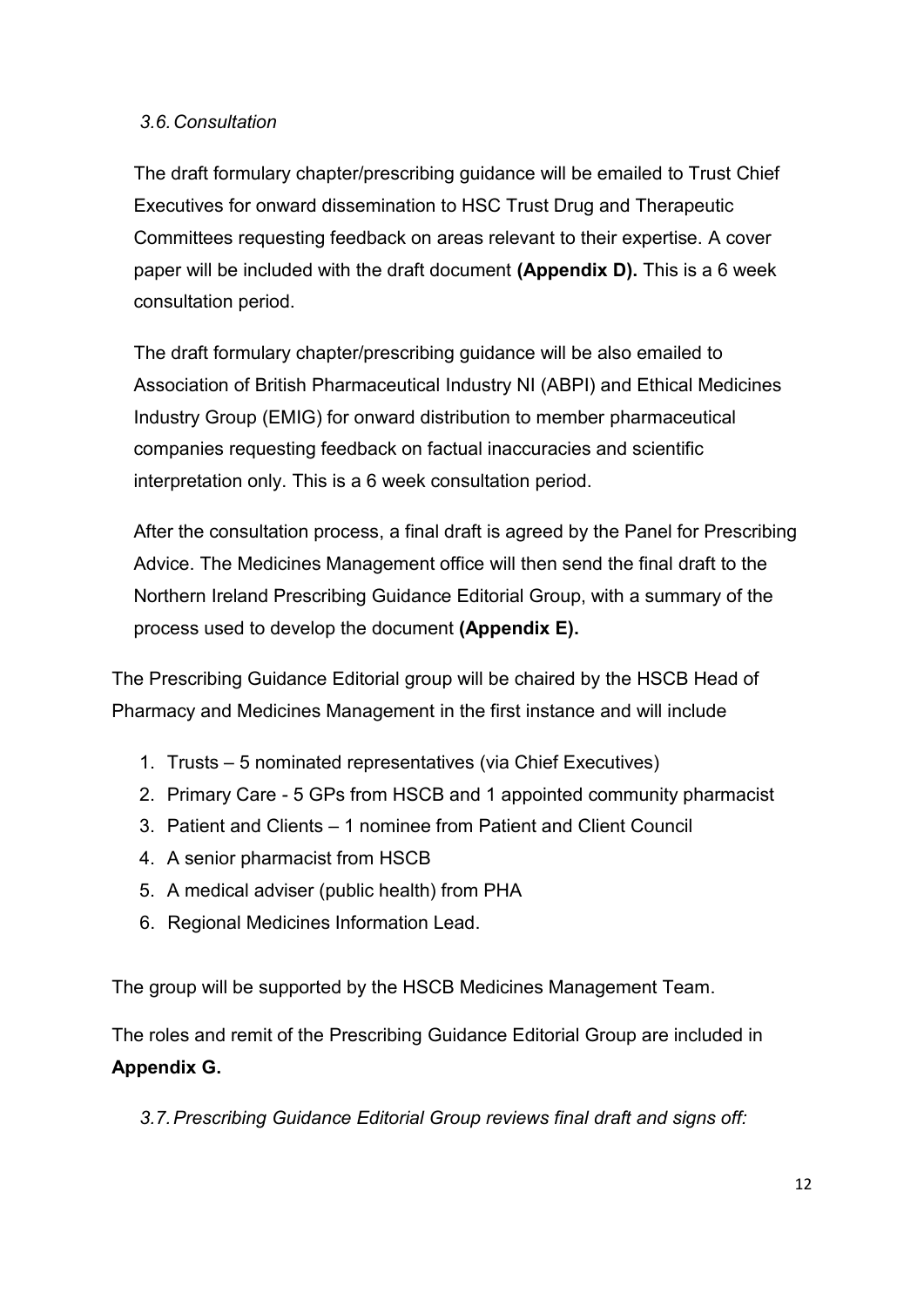### *3.6. Consultation*

The draft formulary chapter/prescribing guidance will be emailed to Trust Chief Executives for onward dissemination to HSC Trust Drug and Therapeutic Committees requesting feedback on areas relevant to their expertise. A cover paper will be included with the draft document **(Appendix D).** This is a 6 week consultation period.

The draft formulary chapter/prescribing guidance will be also emailed to Association of British Pharmaceutical Industry NI (ABPI) and Ethical Medicines Industry Group (EMIG) for onward distribution to member pharmaceutical companies requesting feedback on factual inaccuracies and scientific interpretation only. This is a 6 week consultation period.

After the consultation process, a final draft is agreed by the Panel for Prescribing Advice. The Medicines Management office will then send the final draft to the Northern Ireland Prescribing Guidance Editorial Group, with a summary of the process used to develop the document **(Appendix E).**

The Prescribing Guidance Editorial group will be chaired by the HSCB Head of Pharmacy and Medicines Management in the first instance and will include

1. Trusts – 5 nominated representatives (via Chief Executives)
2. Primary Care - 5 GPs from HSCB and 1 appointed community pharmacist
3. Patient and Clients – 1 nominee from Patient and Client Council
4. A senior pharmacist from HSCB
5. A medical adviser (public health) from PHA
6. Regional Medicines Information Lead.

The group will be supported by the HSCB Medicines Management Team.

The roles and remit of the Prescribing Guidance Editorial Group are included in **Appendix G.**

### *3.7. Prescribing Guidance Editorial Group reviews final draft and signs off:*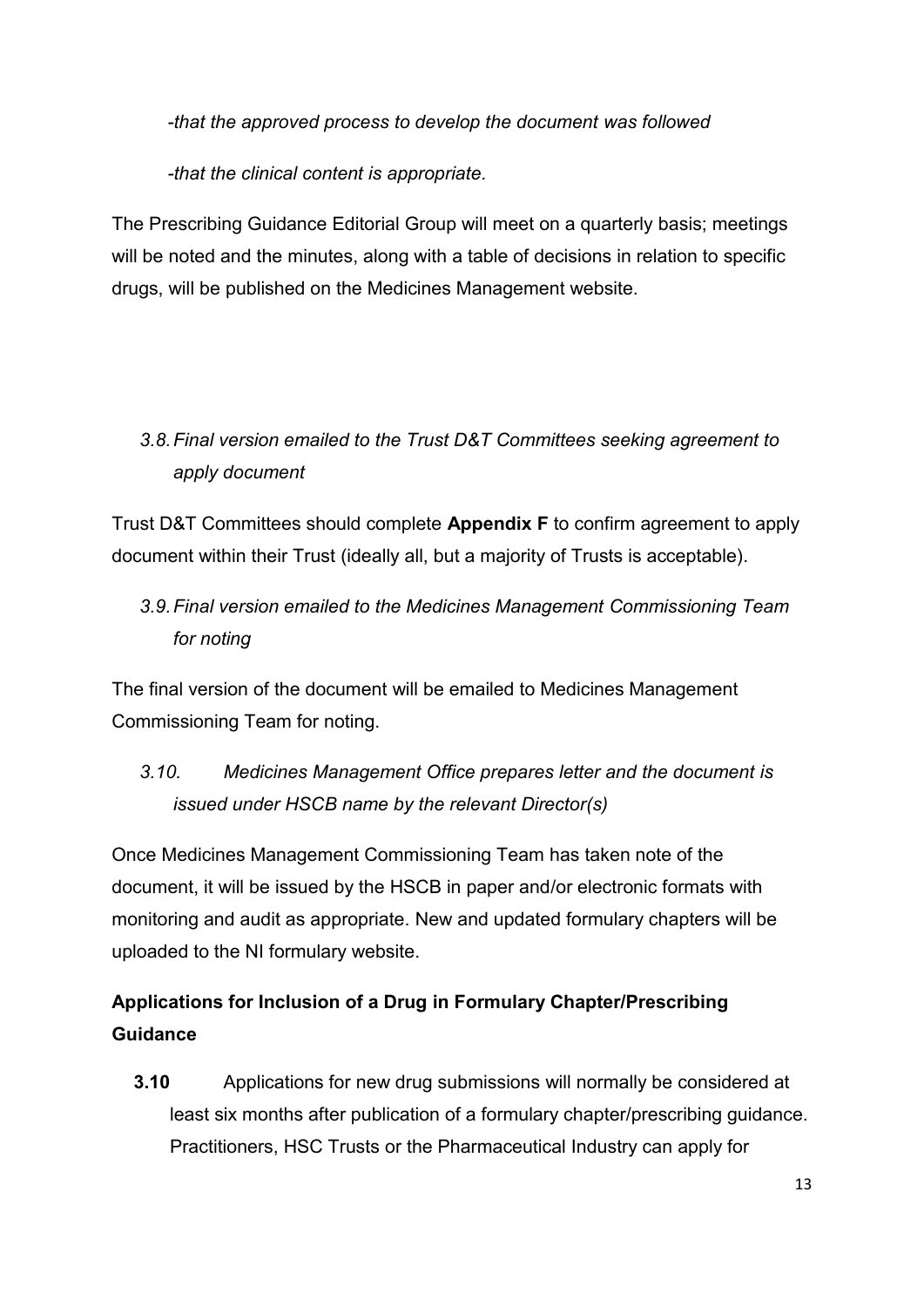*-that the approved process to develop the document was followed*

*-that the clinical content is appropriate.*

The Prescribing Guidance Editorial Group will meet on a quarterly basis; meetings will be noted and the minutes, along with a table of decisions in relation to specific drugs, will be published on the Medicines Management website.

*3.8. Final version emailed to the Trust D&T Committees seeking agreement to apply document*

Trust D&T Committees should complete **Appendix F** to confirm agreement to apply document within their Trust (ideally all, but a majority of Trusts is acceptable).

*3.9. Final version emailed to the Medicines Management Commissioning Team for noting*

The final version of the document will be emailed to Medicines Management Commissioning Team for noting.

*3.10. Medicines Management Office prepares letter and the document is issued under HSCB name by the relevant Director(s)*

Once Medicines Management Commissioning Team has taken note of the document, it will be issued by the HSCB in paper and/or electronic formats with monitoring and audit as appropriate. New and updated formulary chapters will be uploaded to the NI formulary website.

**Applications for Inclusion of a Drug in Formulary Chapter/Prescribing Guidance**

**3.10** Applications for new drug submissions will normally be considered at least six months after publication of a formulary chapter/prescribing guidance. Practitioners, HSC Trusts or the Pharmaceutical Industry can apply for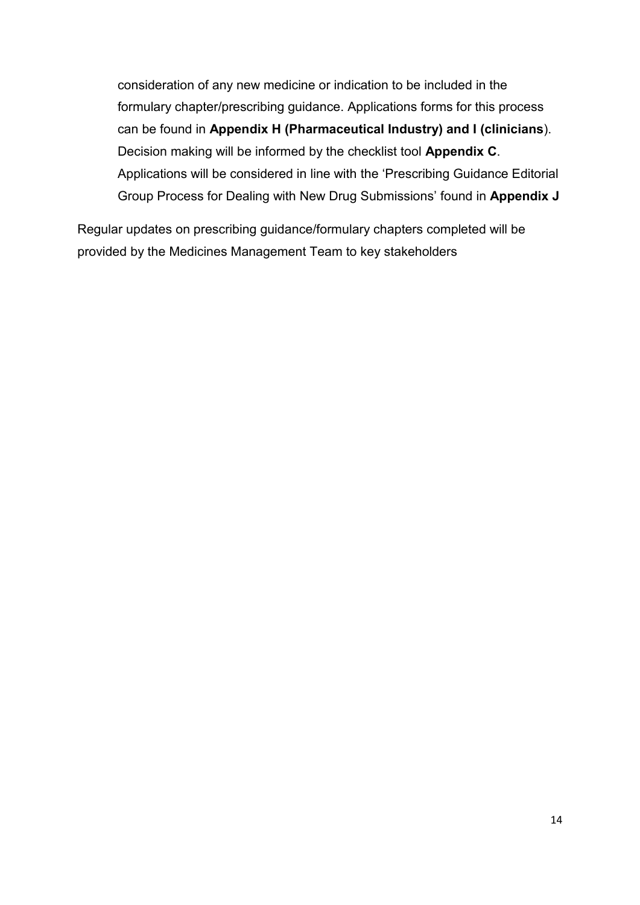consideration of any new medicine or indication to be included in the formulary chapter/prescribing guidance. Applications forms for this process can be found in **Appendix H (Pharmaceutical Industry) and I (clinicians**). Decision making will be informed by the checklist tool **Appendix C**. Applications will be considered in line with the 'Prescribing Guidance Editorial Group Process for Dealing with New Drug Submissions' found in **Appendix J**

Regular updates on prescribing guidance/formulary chapters completed will be provided by the Medicines Management Team to key stakeholders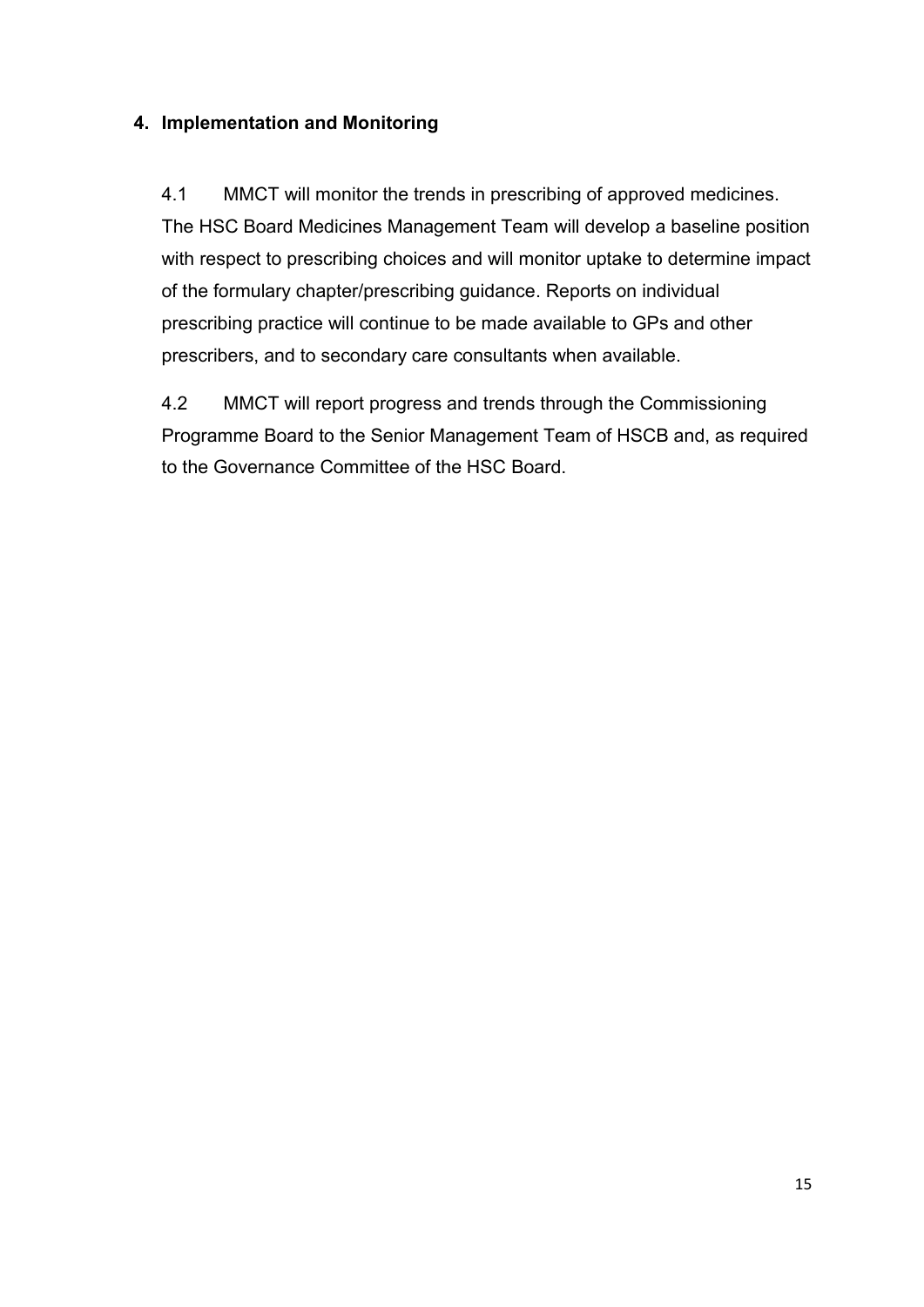## 4. Implementation and Monitoring

4.1 MMCT will monitor the trends in prescribing of approved medicines. The HSC Board Medicines Management Team will develop a baseline position with respect to prescribing choices and will monitor uptake to determine impact of the formulary chapter/prescribing guidance. Reports on individual prescribing practice will continue to be made available to GPs and other prescribers, and to secondary care consultants when available.

4.2 MMCT will report progress and trends through the Commissioning Programme Board to the Senior Management Team of HSCB and, as required to the Governance Committee of the HSC Board.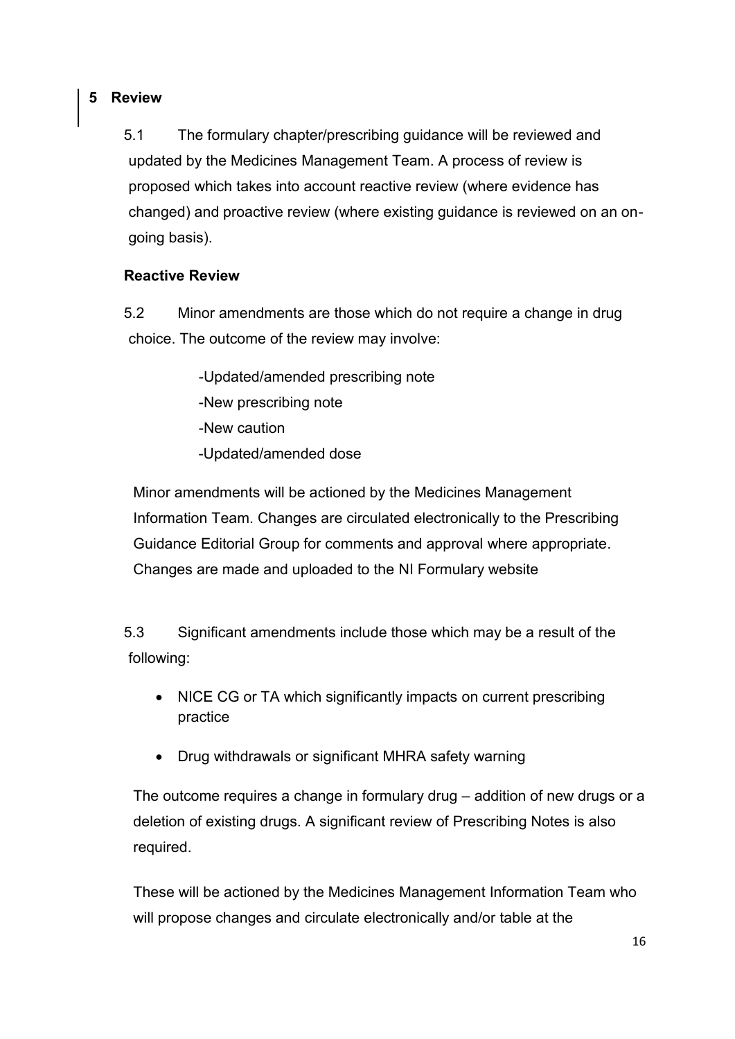## 5 Review

5.1 The formulary chapter/prescribing guidance will be reviewed and updated by the Medicines Management Team. A process of review is proposed which takes into account reactive review (where evidence has changed) and proactive review (where existing guidance is reviewed on an on-going basis).

**Reactive Review**

5.2 Minor amendments are those which do not require a change in drug choice. The outcome of the review may involve:

-Updated/amended prescribing note
-New prescribing note
-New caution
-Updated/amended dose

Minor amendments will be actioned by the Medicines Management Information Team. Changes are circulated electronically to the Prescribing Guidance Editorial Group for comments and approval where appropriate. Changes are made and uploaded to the NI Formulary website

5.3 Significant amendments include those which may be a result of the following:

- NICE CG or TA which significantly impacts on current prescribing practice
- Drug withdrawals or significant MHRA safety warning

The outcome requires a change in formulary drug – addition of new drugs or a deletion of existing drugs. A significant review of Prescribing Notes is also required.

These will be actioned by the Medicines Management Information Team who will propose changes and circulate electronically and/or table at the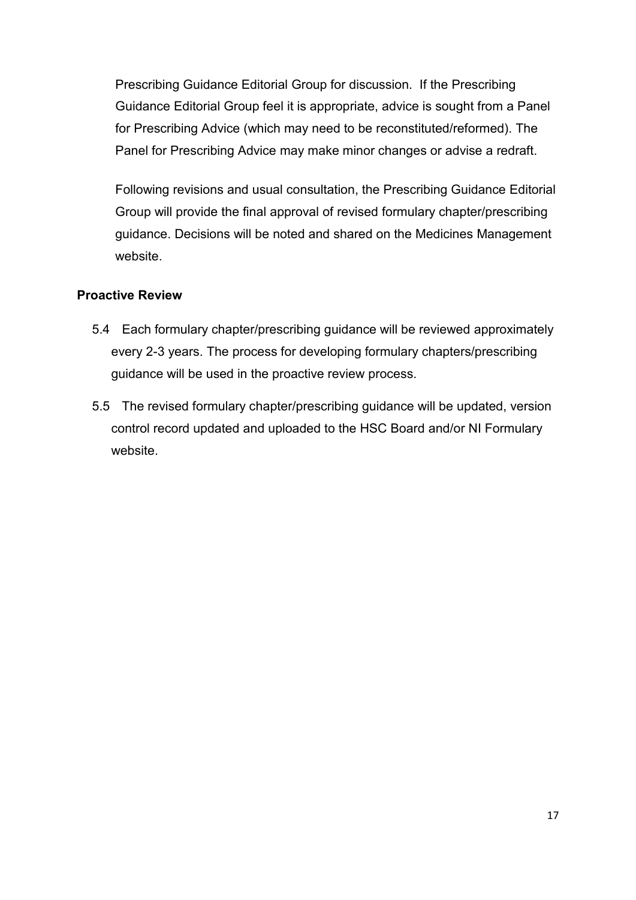Prescribing Guidance Editorial Group for discussion. If the Prescribing Guidance Editorial Group feel it is appropriate, advice is sought from a Panel for Prescribing Advice (which may need to be reconstituted/reformed). The Panel for Prescribing Advice may make minor changes or advise a redraft.

Following revisions and usual consultation, the Prescribing Guidance Editorial Group will provide the final approval of revised formulary chapter/prescribing guidance. Decisions will be noted and shared on the Medicines Management website.

**Proactive Review**

5.4 Each formulary chapter/prescribing guidance will be reviewed approximately every 2-3 years. The process for developing formulary chapters/prescribing guidance will be used in the proactive review process.

5.5 The revised formulary chapter/prescribing guidance will be updated, version control record updated and uploaded to the HSC Board and/or NI Formulary website.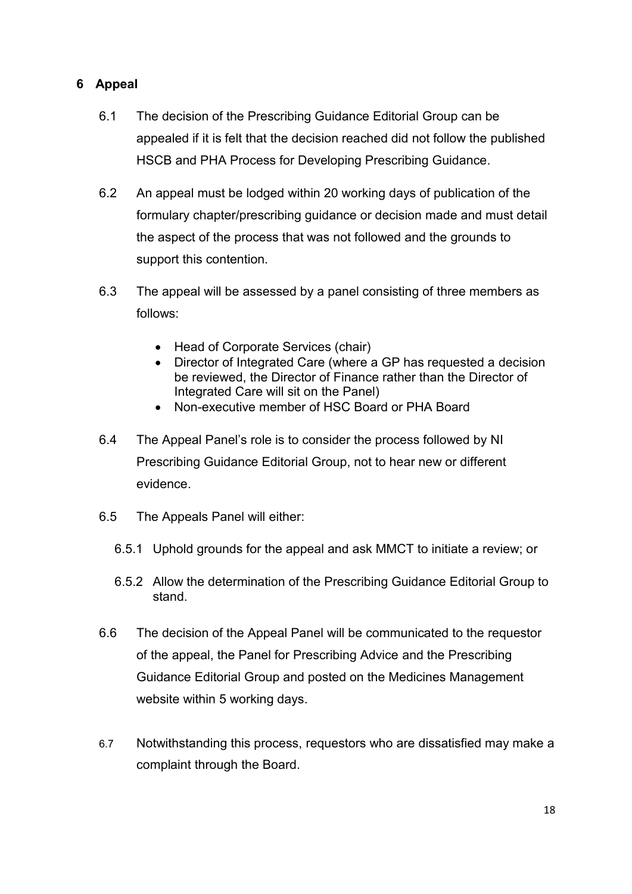## 6 Appeal

6.1 The decision of the Prescribing Guidance Editorial Group can be appealed if it is felt that the decision reached did not follow the published HSCB and PHA Process for Developing Prescribing Guidance.

6.2 An appeal must be lodged within 20 working days of publication of the formulary chapter/prescribing guidance or decision made and must detail the aspect of the process that was not followed and the grounds to support this contention.

6.3 The appeal will be assessed by a panel consisting of three members as follows:

- Head of Corporate Services (chair)
- Director of Integrated Care (where a GP has requested a decision be reviewed, the Director of Finance rather than the Director of Integrated Care will sit on the Panel)
- Non-executive member of HSC Board or PHA Board

6.4 The Appeal Panel's role is to consider the process followed by NI Prescribing Guidance Editorial Group, not to hear new or different evidence.

6.5 The Appeals Panel will either:

6.5.1 Uphold grounds for the appeal and ask MMCT to initiate a review; or

6.5.2 Allow the determination of the Prescribing Guidance Editorial Group to stand.

6.6 The decision of the Appeal Panel will be communicated to the requestor of the appeal, the Panel for Prescribing Advice and the Prescribing Guidance Editorial Group and posted on the Medicines Management website within 5 working days.

6.7 Notwithstanding this process, requestors who are dissatisfied may make a complaint through the Board.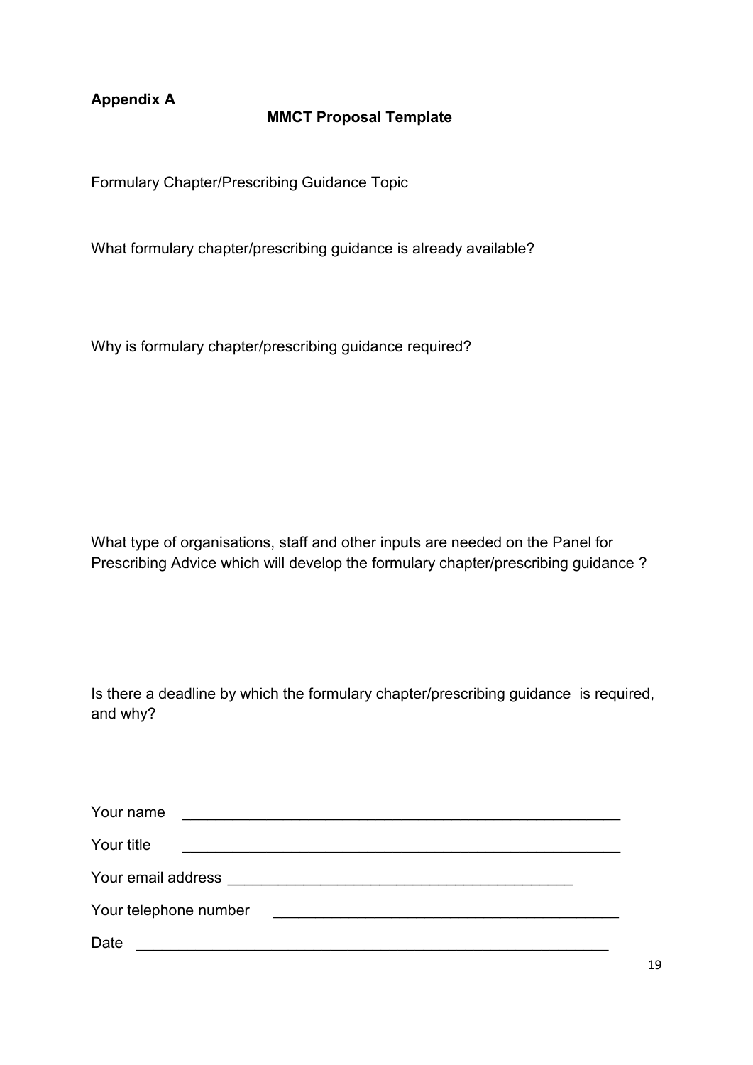**Appendix A**

## MMCT Proposal Template

Formulary Chapter/Prescribing Guidance Topic

What formulary chapter/prescribing guidance is already available?

Why is formulary chapter/prescribing guidance required?

What type of organisations, staff and other inputs are needed on the Panel for Prescribing Advice which will develop the formulary chapter/prescribing guidance ?

Is there a deadline by which the formulary chapter/prescribing guidance is required, and why?

Your name ____________________________________________________

Your title ____________________________________________________

Your email address ___________________________________________

Your telephone number ________________________________________

Date _________________________________________________________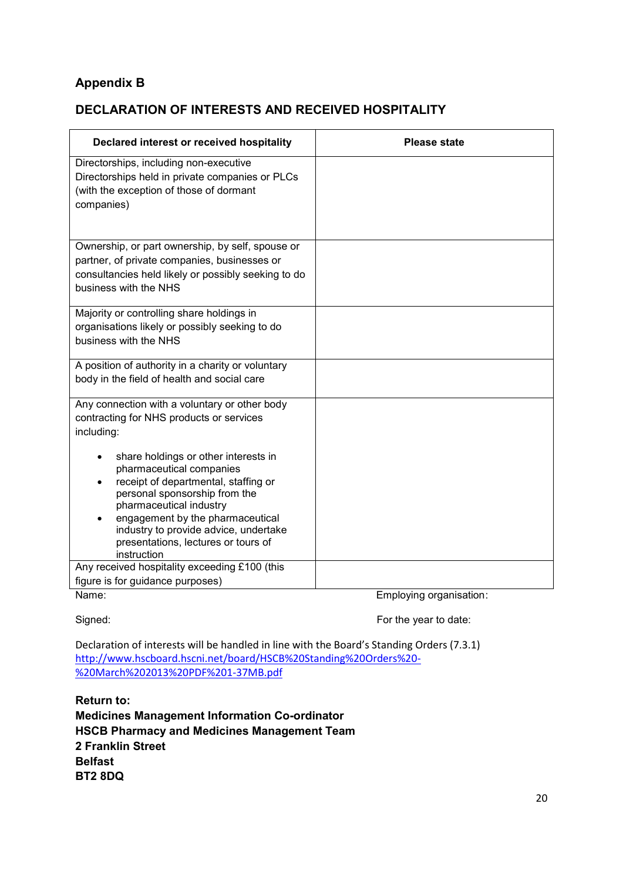## Appendix B

## DECLARATION OF INTERESTS AND RECEIVED HOSPITALITY

| Declared interest or received hospitality | Please state |
|---|---|
| Directorships, including non-executive Directorships held in private companies or PLCs (with the exception of those of dormant companies) | |
| Ownership, or part ownership, by self, spouse or partner, of private companies, businesses or consultancies held likely or possibly seeking to do business with the NHS | |
| Majority or controlling share holdings in organisations likely or possibly seeking to do business with the NHS | |
| A position of authority in a charity or voluntary body in the field of health and social care | |
| Any connection with a voluntary or other body contracting for NHS products or services including:<br>• share holdings or other interests in pharmaceutical companies<br>• receipt of departmental, staffing or personal sponsorship from the pharmaceutical industry<br>• engagement by the pharmaceutical industry to provide advice, undertake presentations, lectures or tours of instruction | |
| Any received hospitality exceeding £100 (this figure is for guidance purposes) | |

Name: Employing organisation:

Signed: For the year to date:

Declaration of interests will be handled in line with the Board's Standing Orders (7.3.1) http://www.hscboard.hscni.net/board/HSCB%20Standing%20Orders%20-%20March%202013%20PDF%201-37MB.pdf

**Return to:**
**Medicines Management Information Co-ordinator**
**HSCB Pharmacy and Medicines Management Team**
**2 Franklin Street**
**Belfast**
**BT2 8DQ**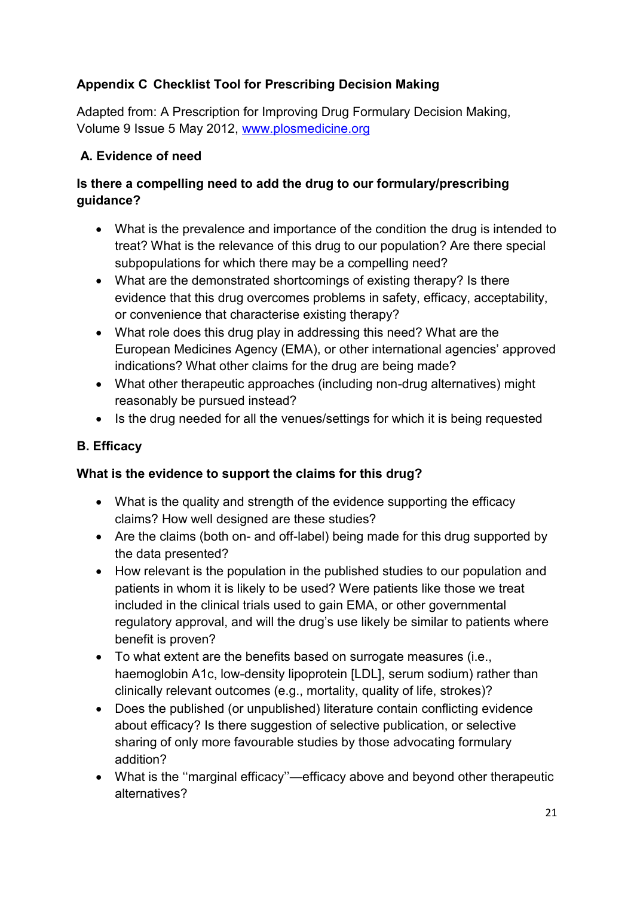## Appendix C Checklist Tool for Prescribing Decision Making

Adapted from: A Prescription for Improving Drug Formulary Decision Making, Volume 9 Issue 5 May 2012, [www.plosmedicine.org](http://www.plosmedicine.org)

### A. Evidence of need

**Is there a compelling need to add the drug to our formulary/prescribing guidance?**

- What is the prevalence and importance of the condition the drug is intended to treat? What is the relevance of this drug to our population? Are there special subpopulations for which there may be a compelling need?
- What are the demonstrated shortcomings of existing therapy? Is there evidence that this drug overcomes problems in safety, efficacy, acceptability, or convenience that characterise existing therapy?
- What role does this drug play in addressing this need? What are the European Medicines Agency (EMA), or other international agencies' approved indications? What other claims for the drug are being made?
- What other therapeutic approaches (including non-drug alternatives) might reasonably be pursued instead?
- Is the drug needed for all the venues/settings for which it is being requested

### B. Efficacy

**What is the evidence to support the claims for this drug?**

- What is the quality and strength of the evidence supporting the efficacy claims? How well designed are these studies?
- Are the claims (both on- and off-label) being made for this drug supported by the data presented?
- How relevant is the population in the published studies to our population and patients in whom it is likely to be used? Were patients like those we treat included in the clinical trials used to gain EMA, or other governmental regulatory approval, and will the drug's use likely be similar to patients where benefit is proven?
- To what extent are the benefits based on surrogate measures (i.e., haemoglobin A1c, low-density lipoprotein [LDL], serum sodium) rather than clinically relevant outcomes (e.g., mortality, quality of life, strokes)?
- Does the published (or unpublished) literature contain conflicting evidence about efficacy? Is there suggestion of selective publication, or selective sharing of only more favourable studies by those advocating formulary addition?
- What is the ''marginal efficacy''—efficacy above and beyond other therapeutic alternatives?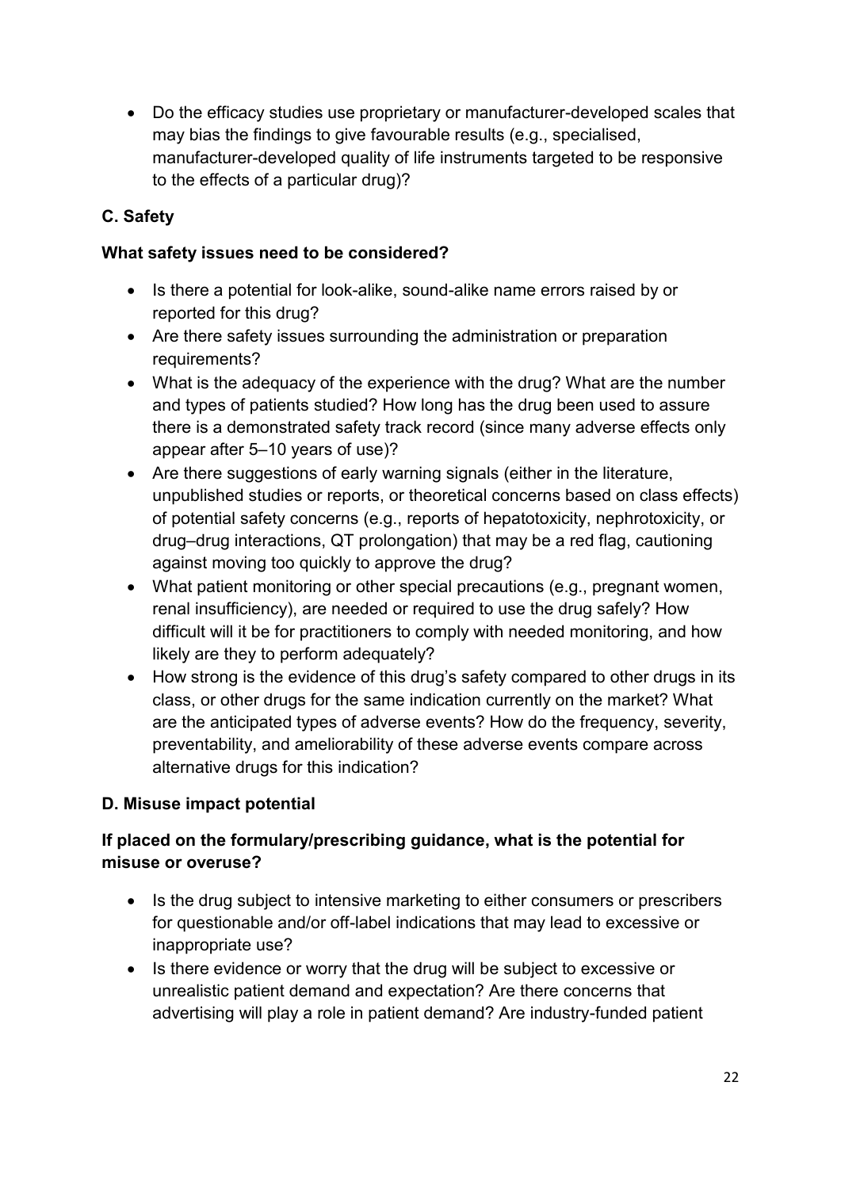- Do the efficacy studies use proprietary or manufacturer-developed scales that may bias the findings to give favourable results (e.g., specialised, manufacturer-developed quality of life instruments targeted to be responsive to the effects of a particular drug)?

### C. Safety

**What safety issues need to be considered?**

- Is there a potential for look-alike, sound-alike name errors raised by or reported for this drug?
- Are there safety issues surrounding the administration or preparation requirements?
- What is the adequacy of the experience with the drug? What are the number and types of patients studied? How long has the drug been used to assure there is a demonstrated safety track record (since many adverse effects only appear after 5–10 years of use)?
- Are there suggestions of early warning signals (either in the literature, unpublished studies or reports, or theoretical concerns based on class effects) of potential safety concerns (e.g., reports of hepatotoxicity, nephrotoxicity, or drug–drug interactions, QT prolongation) that may be a red flag, cautioning against moving too quickly to approve the drug?
- What patient monitoring or other special precautions (e.g., pregnant women, renal insufficiency), are needed or required to use the drug safely? How difficult will it be for practitioners to comply with needed monitoring, and how likely are they to perform adequately?
- How strong is the evidence of this drug's safety compared to other drugs in its class, or other drugs for the same indication currently on the market? What are the anticipated types of adverse events? How do the frequency, severity, preventability, and ameliorability of these adverse events compare across alternative drugs for this indication?

### D. Misuse impact potential

**If placed on the formulary/prescribing guidance, what is the potential for misuse or overuse?**

- Is the drug subject to intensive marketing to either consumers or prescribers for questionable and/or off-label indications that may lead to excessive or inappropriate use?
- Is there evidence or worry that the drug will be subject to excessive or unrealistic patient demand and expectation? Are there concerns that advertising will play a role in patient demand? Are industry-funded patient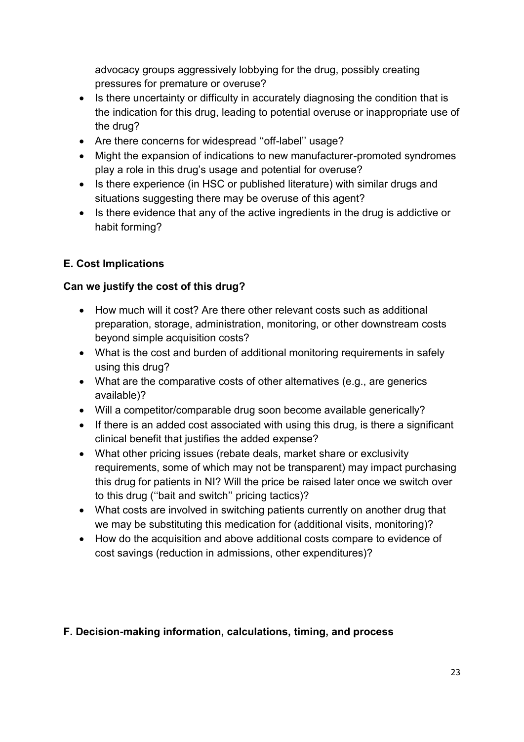advocacy groups aggressively lobbying for the drug, possibly creating pressures for premature or overuse?

- Is there uncertainty or difficulty in accurately diagnosing the condition that is the indication for this drug, leading to potential overuse or inappropriate use of the drug?
- Are there concerns for widespread ''off-label'' usage?
- Might the expansion of indications to new manufacturer-promoted syndromes play a role in this drug's usage and potential for overuse?
- Is there experience (in HSC or published literature) with similar drugs and situations suggesting there may be overuse of this agent?
- Is there evidence that any of the active ingredients in the drug is addictive or habit forming?

**E. Cost Implications**

**Can we justify the cost of this drug?**

- How much will it cost? Are there other relevant costs such as additional preparation, storage, administration, monitoring, or other downstream costs beyond simple acquisition costs?
- What is the cost and burden of additional monitoring requirements in safely using this drug?
- What are the comparative costs of other alternatives (e.g., are generics available)?
- Will a competitor/comparable drug soon become available generically?
- If there is an added cost associated with using this drug, is there a significant clinical benefit that justifies the added expense?
- What other pricing issues (rebate deals, market share or exclusivity requirements, some of which may not be transparent) may impact purchasing this drug for patients in NI? Will the price be raised later once we switch over to this drug (''bait and switch'' pricing tactics)?
- What costs are involved in switching patients currently on another drug that we may be substituting this medication for (additional visits, monitoring)?
- How do the acquisition and above additional costs compare to evidence of cost savings (reduction in admissions, other expenditures)?

**F. Decision-making information, calculations, timing, and process**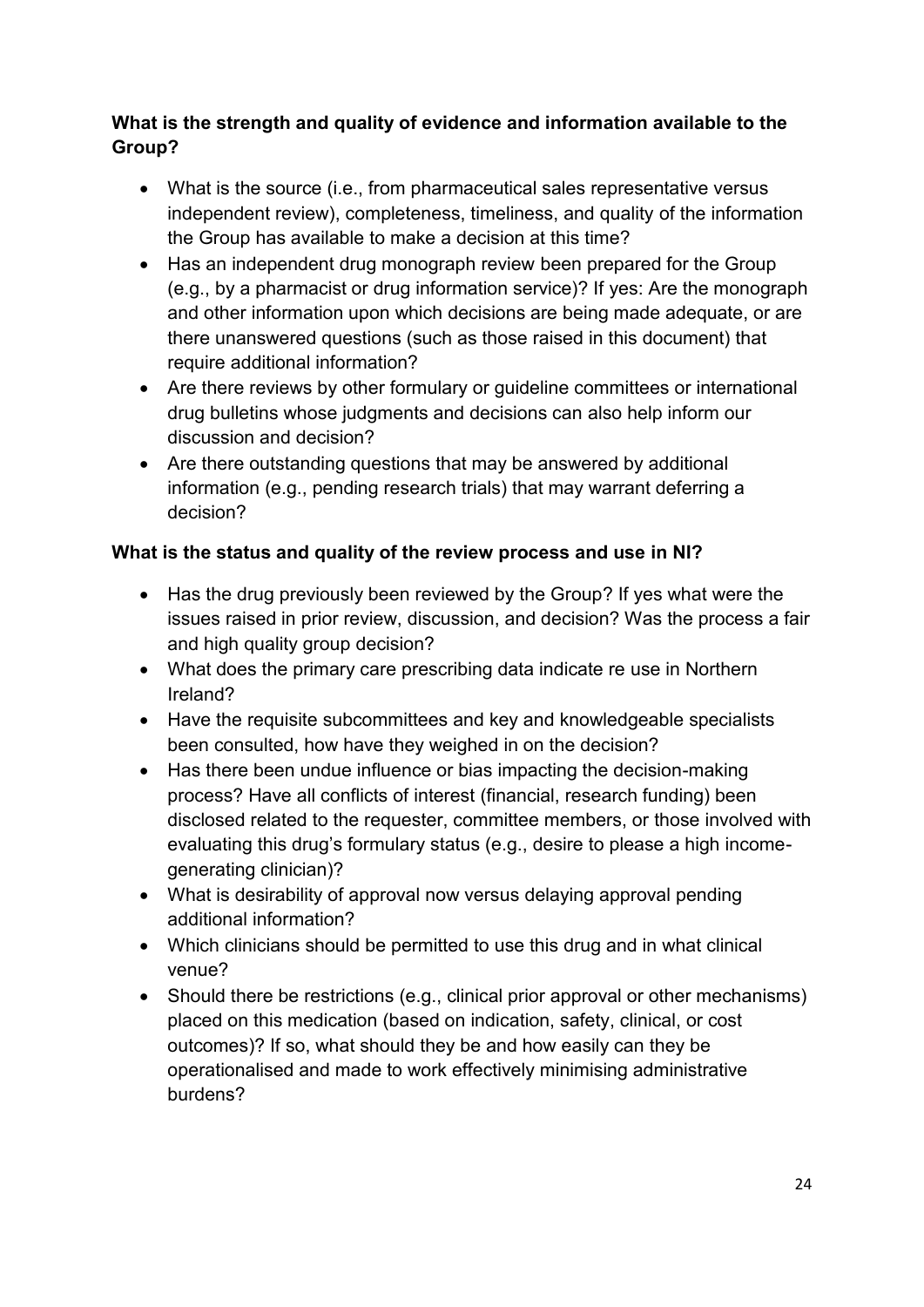**What is the strength and quality of evidence and information available to the Group?**

- What is the source (i.e., from pharmaceutical sales representative versus independent review), completeness, timeliness, and quality of the information the Group has available to make a decision at this time?
- Has an independent drug monograph review been prepared for the Group (e.g., by a pharmacist or drug information service)? If yes: Are the monograph and other information upon which decisions are being made adequate, or are there unanswered questions (such as those raised in this document) that require additional information?
- Are there reviews by other formulary or guideline committees or international drug bulletins whose judgments and decisions can also help inform our discussion and decision?
- Are there outstanding questions that may be answered by additional information (e.g., pending research trials) that may warrant deferring a decision?

**What is the status and quality of the review process and use in NI?**

- Has the drug previously been reviewed by the Group? If yes what were the issues raised in prior review, discussion, and decision? Was the process a fair and high quality group decision?
- What does the primary care prescribing data indicate re use in Northern Ireland?
- Have the requisite subcommittees and key and knowledgeable specialists been consulted, how have they weighed in on the decision?
- Has there been undue influence or bias impacting the decision-making process? Have all conflicts of interest (financial, research funding) been disclosed related to the requester, committee members, or those involved with evaluating this drug's formulary status (e.g., desire to please a high income-generating clinician)?
- What is desirability of approval now versus delaying approval pending additional information?
- Which clinicians should be permitted to use this drug and in what clinical venue?
- Should there be restrictions (e.g., clinical prior approval or other mechanisms) placed on this medication (based on indication, safety, clinical, or cost outcomes)? If so, what should they be and how easily can they be operationalised and made to work effectively minimising administrative burdens?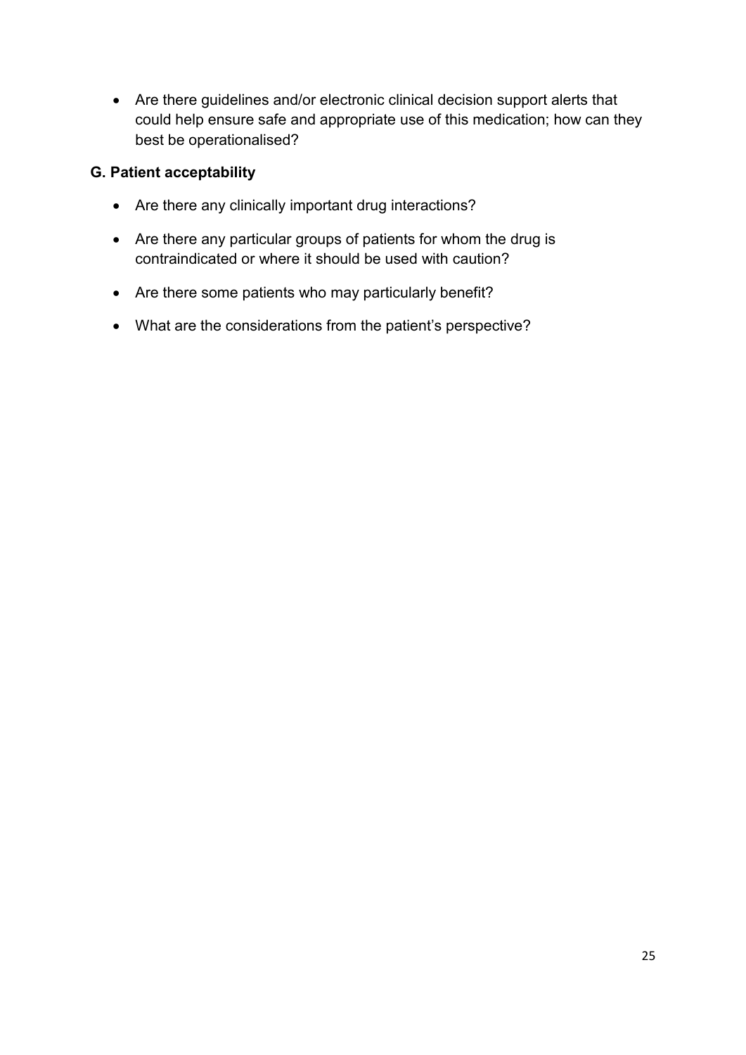- Are there guidelines and/or electronic clinical decision support alerts that could help ensure safe and appropriate use of this medication; how can they best be operationalised?

### G. Patient acceptability

- Are there any clinically important drug interactions?
- Are there any particular groups of patients for whom the drug is contraindicated or where it should be used with caution?
- Are there some patients who may particularly benefit?
- What are the considerations from the patient's perspective?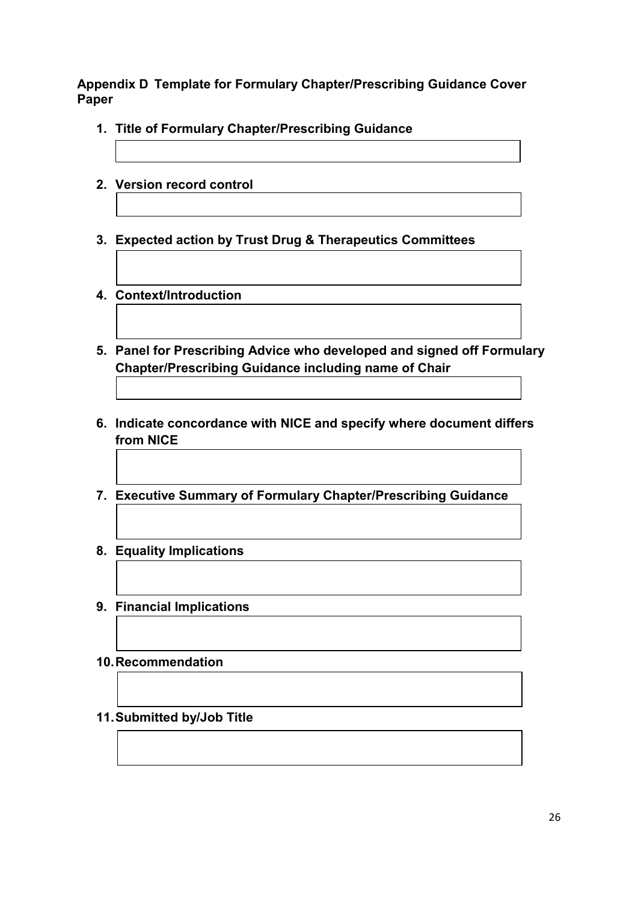**Appendix D Template for Formulary Chapter/Prescribing Guidance Cover Paper**

1. **Title of Formulary Chapter/Prescribing Guidance**

2. **Version record control**

3. **Expected action by Trust Drug & Therapeutics Committees**

4. **Context/Introduction**

5. **Panel for Prescribing Advice who developed and signed off Formulary Chapter/Prescribing Guidance including name of Chair**

6. **Indicate concordance with NICE and specify where document differs from NICE**

7. **Executive Summary of Formulary Chapter/Prescribing Guidance**

8. **Equality Implications**

9. **Financial Implications**

10. **Recommendation**

11. **Submitted by/Job Title**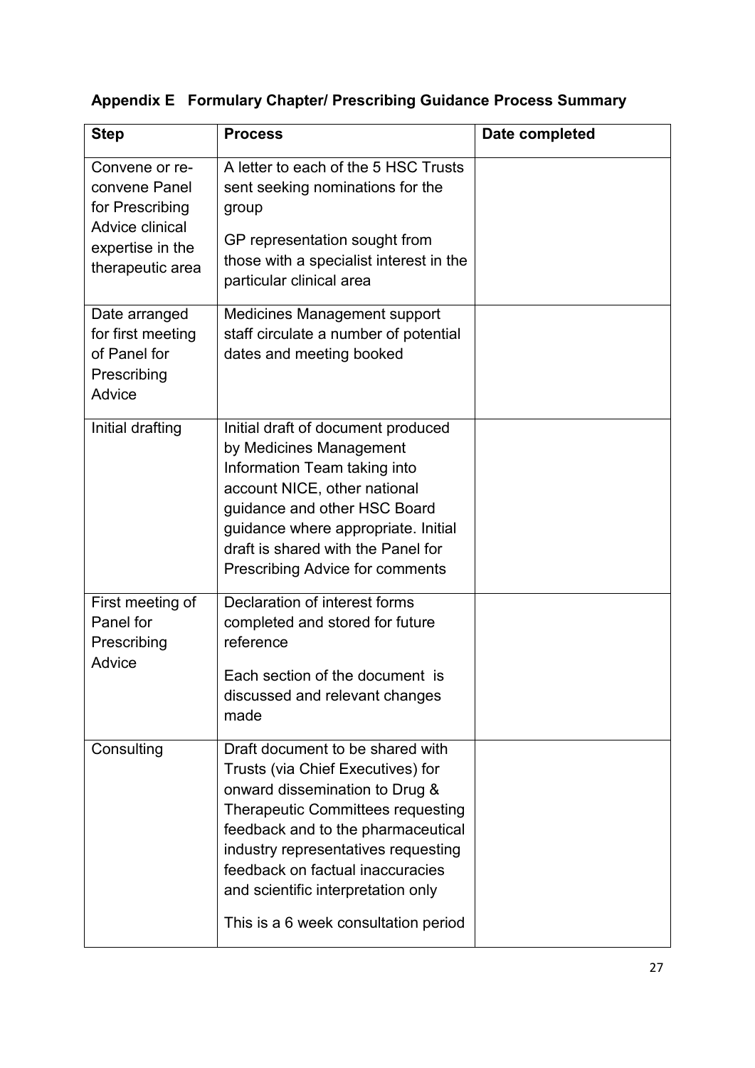## Appendix E Formulary Chapter/ Prescribing Guidance Process Summary

| Step | Process | Date completed |
|---|---|---|
| Convene or re-convene Panel for Prescribing Advice clinical expertise in the therapeutic area | A letter to each of the 5 HSC Trusts sent seeking nominations for the group<br><br>GP representation sought from those with a specialist interest in the particular clinical area | |
| Date arranged for first meeting of Panel for Prescribing Advice | Medicines Management support staff circulate a number of potential dates and meeting booked | |
| Initial drafting | Initial draft of document produced by Medicines Management Information Team taking into account NICE, other national guidance and other HSC Board guidance where appropriate. Initial draft is shared with the Panel for Prescribing Advice for comments | |
| First meeting of Panel for Prescribing Advice | Declaration of interest forms completed and stored for future reference<br><br>Each section of the document is discussed and relevant changes made | |
| Consulting | Draft document to be shared with Trusts (via Chief Executives) for onward dissemination to Drug & Therapeutic Committees requesting feedback and to the pharmaceutical industry representatives requesting feedback on factual inaccuracies and scientific interpretation only<br><br>This is a 6 week consultation period | |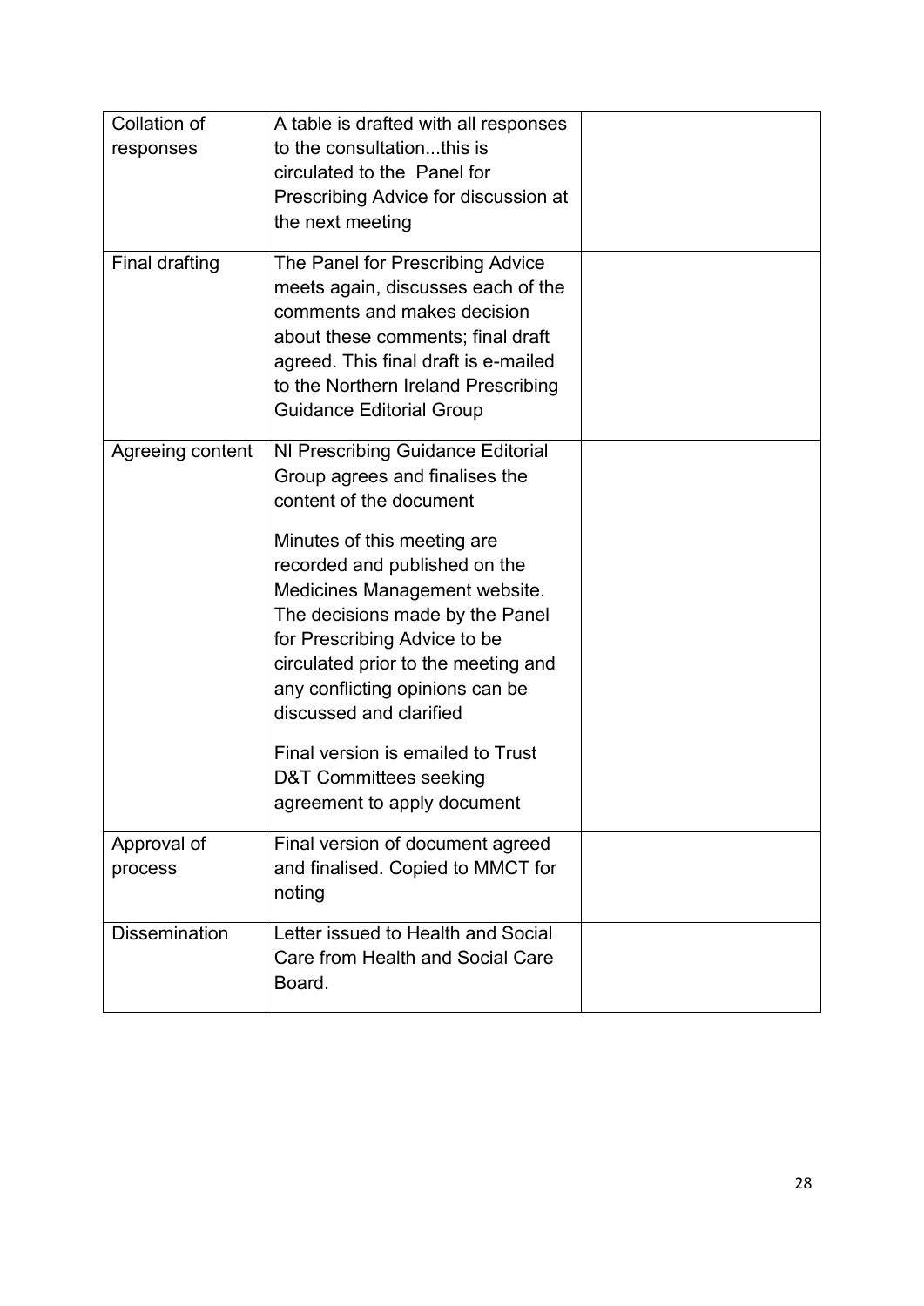| | | |
|---|---|---|
| Collation of responses | A table is drafted with all responses to the consultation...this is circulated to the Panel for Prescribing Advice for discussion at the next meeting | |
| Final drafting | The Panel for Prescribing Advice meets again, discusses each of the comments and makes decision about these comments; final draft agreed. This final draft is e-mailed to the Northern Ireland Prescribing Guidance Editorial Group | |
| Agreeing content | NI Prescribing Guidance Editorial Group agrees and finalises the content of the document<br><br>Minutes of this meeting are recorded and published on the Medicines Management website. The decisions made by the Panel for Prescribing Advice to be circulated prior to the meeting and any conflicting opinions can be discussed and clarified<br><br>Final version is emailed to Trust D&T Committees seeking agreement to apply document | |
| Approval of process | Final version of document agreed and finalised. Copied to MMCT for noting | |
| Dissemination | Letter issued to Health and Social Care from Health and Social Care Board. | |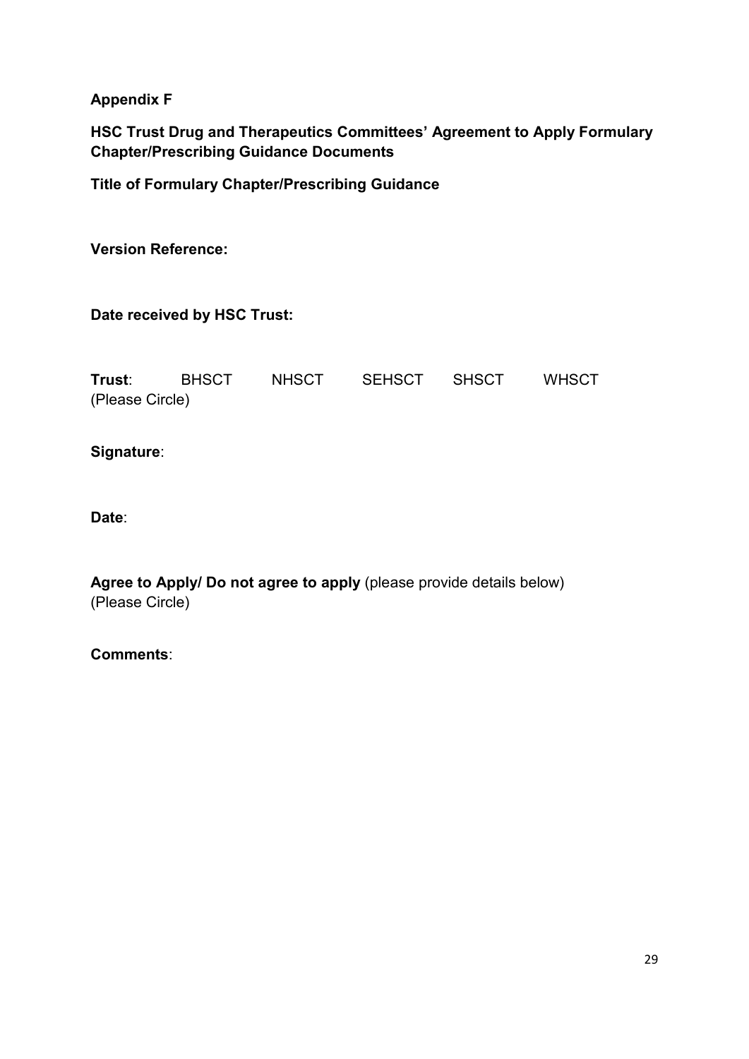**Appendix F**

**HSC Trust Drug and Therapeutics Committees' Agreement to Apply Formulary Chapter/Prescribing Guidance Documents**

**Title of Formulary Chapter/Prescribing Guidance**

**Version Reference:**

**Date received by HSC Trust:**

**Trust**: BHSCT NHSCT SEHSCT SHSCT WHSCT
(Please Circle)

**Signature**:

**Date**:

**Agree to Apply/ Do not agree to apply** (please provide details below)
(Please Circle)

**Comments**: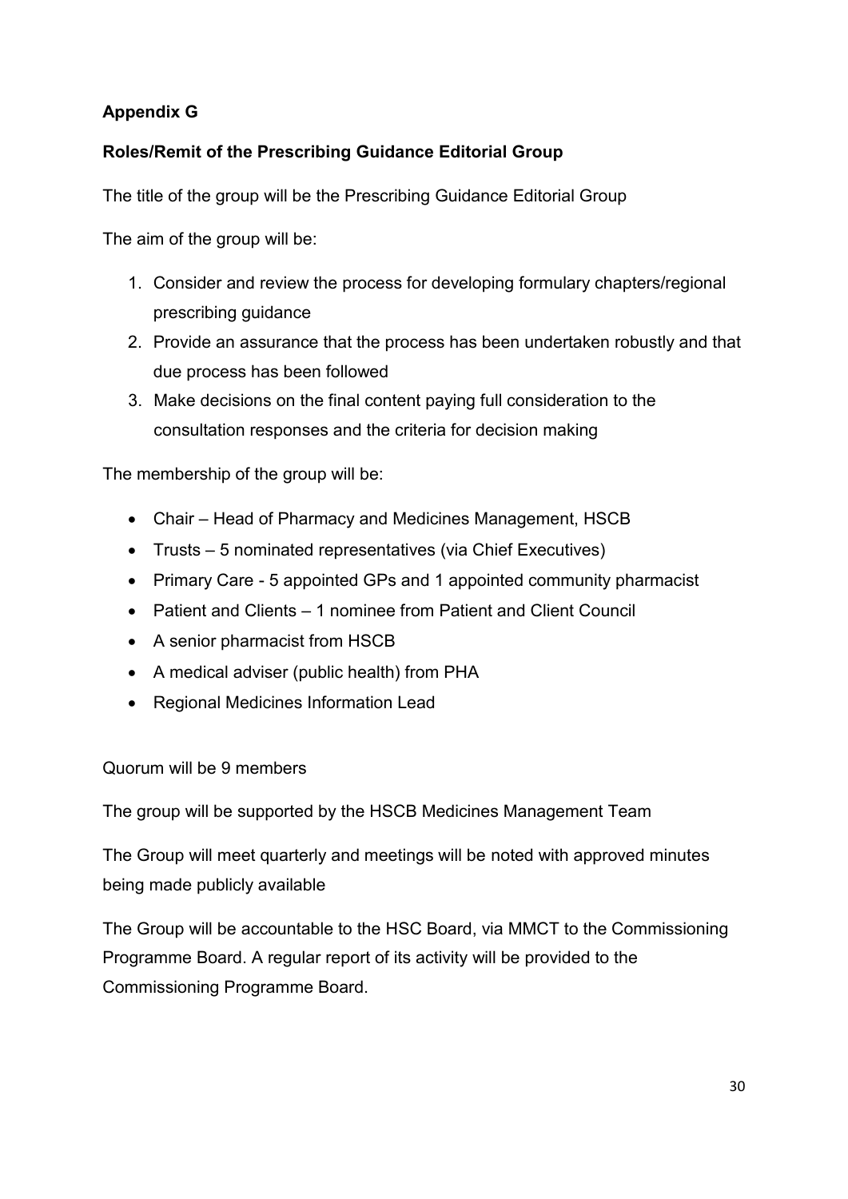## Appendix G

### Roles/Remit of the Prescribing Guidance Editorial Group

The title of the group will be the Prescribing Guidance Editorial Group

The aim of the group will be:

1. Consider and review the process for developing formulary chapters/regional prescribing guidance
2. Provide an assurance that the process has been undertaken robustly and that due process has been followed
3. Make decisions on the final content paying full consideration to the consultation responses and the criteria for decision making

The membership of the group will be:

- Chair – Head of Pharmacy and Medicines Management, HSCB
- Trusts – 5 nominated representatives (via Chief Executives)
- Primary Care - 5 appointed GPs and 1 appointed community pharmacist
- Patient and Clients – 1 nominee from Patient and Client Council
- A senior pharmacist from HSCB
- A medical adviser (public health) from PHA
- Regional Medicines Information Lead

Quorum will be 9 members

The group will be supported by the HSCB Medicines Management Team

The Group will meet quarterly and meetings will be noted with approved minutes being made publicly available

The Group will be accountable to the HSC Board, via MMCT to the Commissioning Programme Board. A regular report of its activity will be provided to the Commissioning Programme Board.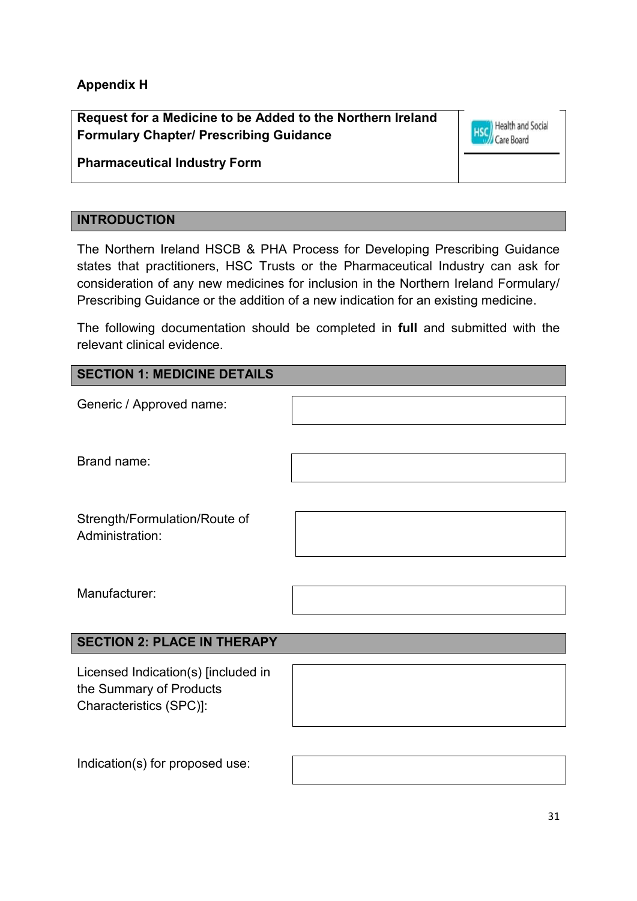## Appendix H

| **Request for a Medicine to be Added to the Northern Ireland Formulary Chapter/ Prescribing Guidance**<br><br>**Pharmaceutical Industry Form** | Health and Social Care Board |
|---|---|

### INTRODUCTION

The Northern Ireland HSCB & PHA Process for Developing Prescribing Guidance states that practitioners, HSC Trusts or the Pharmaceutical Industry can ask for consideration of any new medicines for inclusion in the Northern Ireland Formulary/ Prescribing Guidance or the addition of a new indication for an existing medicine.

The following documentation should be completed in **full** and submitted with the relevant clinical evidence.

### SECTION 1: MEDICINE DETAILS

| | |
|---|---|
| Generic / Approved name: | |
| Brand name: | |
| Strength/Formulation/Route of Administration: | |
| Manufacturer: | |

### SECTION 2: PLACE IN THERAPY

| | |
|---|---|
| Licensed Indication(s) [included in the Summary of Products Characteristics (SPC)]: | |
| Indication(s) for proposed use: | |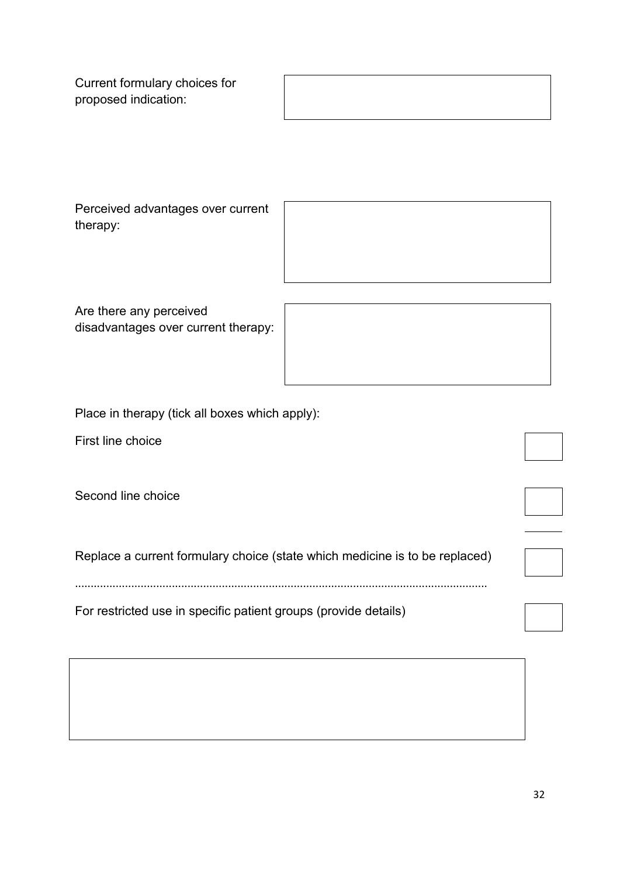Current formulary choices for proposed indication:

Perceived advantages over current therapy:

Are there any perceived disadvantages over current therapy:

Place in therapy (tick all boxes which apply):

First line choice ☐

Second line choice ☐

Replace a current formulary choice (state which medicine is to be replaced) ☐

..................................................................................................................................

For restricted use in specific patient groups (provide details) ☐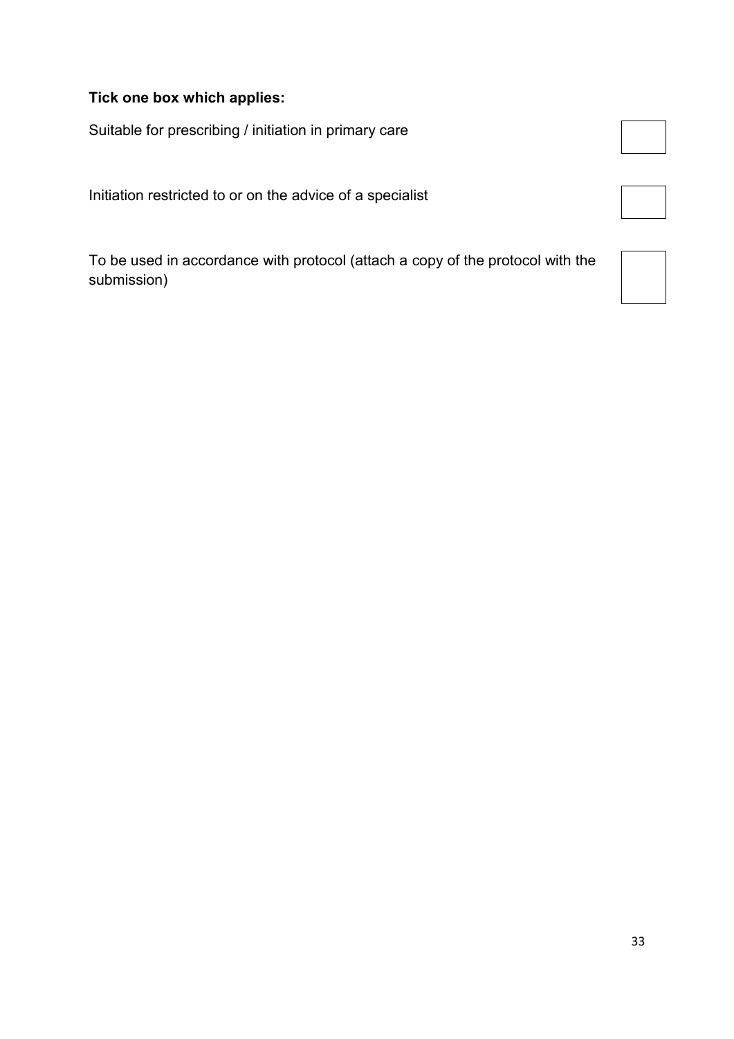**Tick one box which applies:**

Suitable for prescribing / initiation in primary care ☐

Initiation restricted to or on the advice of a specialist ☐

To be used in accordance with protocol (attach a copy of the protocol with the submission) ☐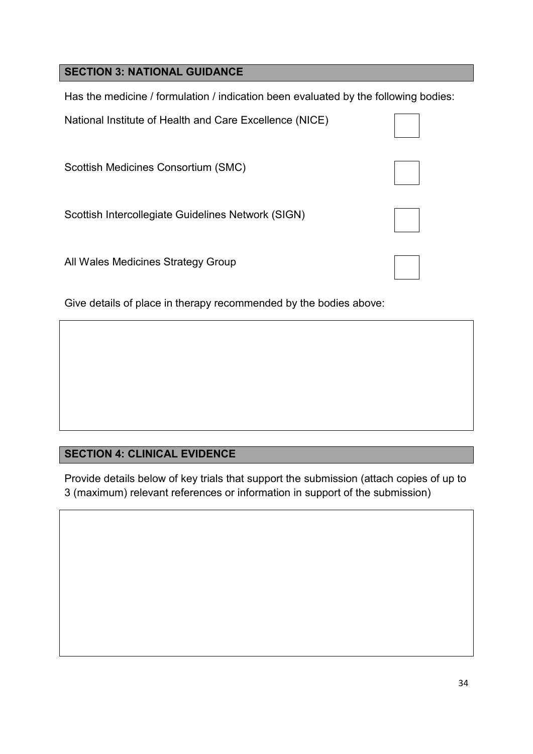## SECTION 3: NATIONAL GUIDANCE

Has the medicine / formulation / indication been evaluated by the following bodies:

National Institute of Health and Care Excellence (NICE) ☐

Scottish Medicines Consortium (SMC) ☐

Scottish Intercollegiate Guidelines Network (SIGN) ☐

All Wales Medicines Strategy Group ☐

Give details of place in therapy recommended by the bodies above:

## SECTION 4: CLINICAL EVIDENCE

Provide details below of key trials that support the submission (attach copies of up to 3 (maximum) relevant references or information in support of the submission)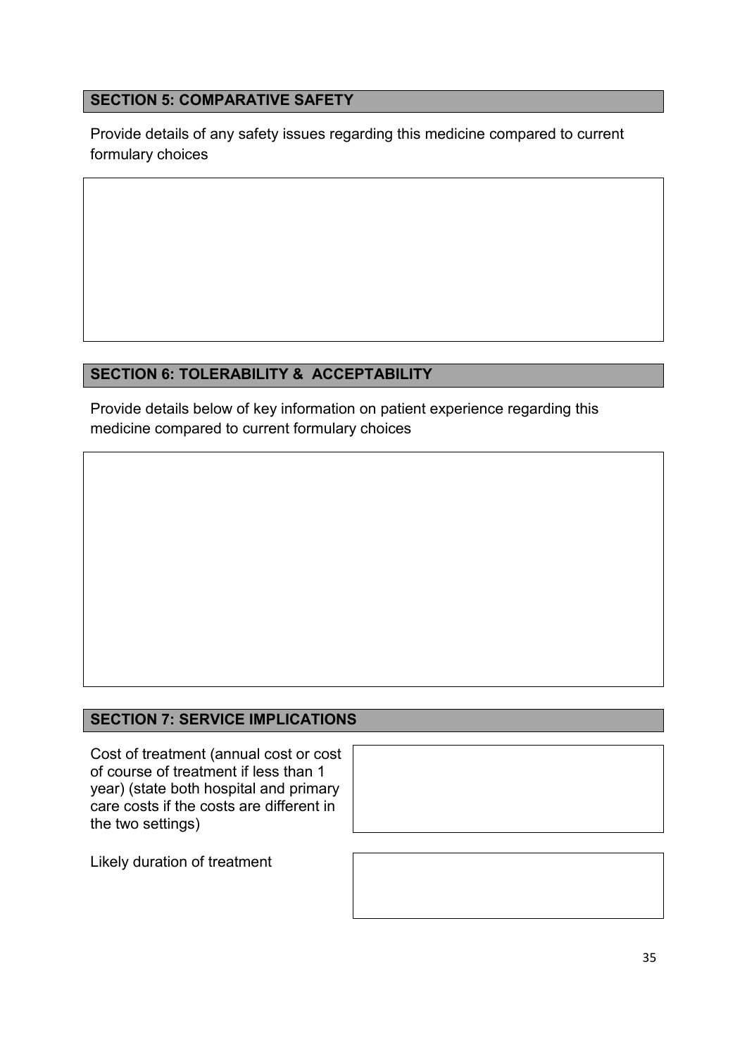## SECTION 5: COMPARATIVE SAFETY

Provide details of any safety issues regarding this medicine compared to current formulary choices

## SECTION 6: TOLERABILITY & ACCEPTABILITY

Provide details below of key information on patient experience regarding this medicine compared to current formulary choices

## SECTION 7: SERVICE IMPLICATIONS

| | |
|---|---|
| Cost of treatment (annual cost or cost of course of treatment if less than 1 year) (state both hospital and primary care costs if the costs are different in the two settings) | |
| Likely duration of treatment | |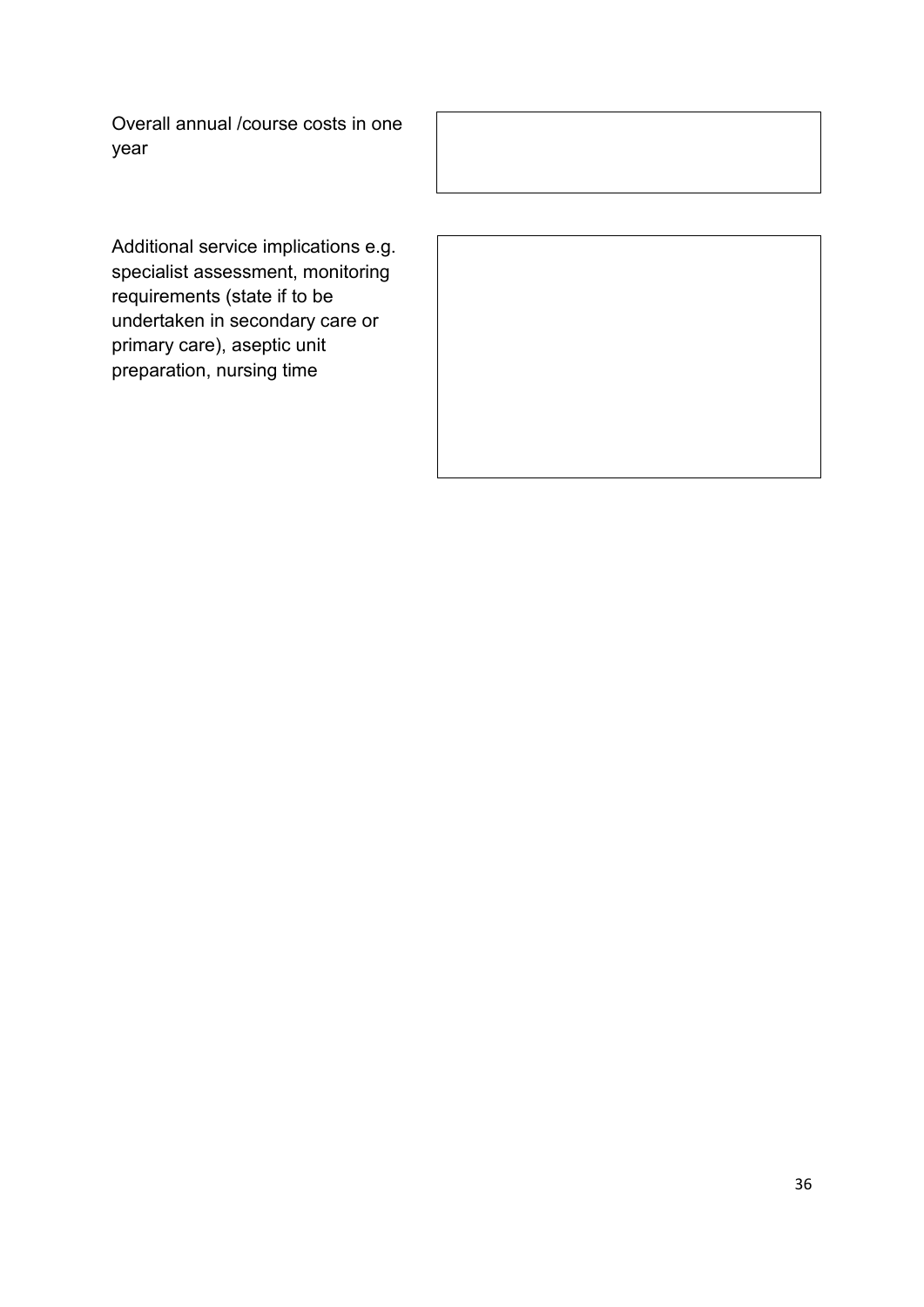| | |
|---|---|
| Overall annual /course costs in one year | |
| Additional service implications e.g. specialist assessment, monitoring requirements (state if to be undertaken in secondary care or primary care), aseptic unit preparation, nursing time | |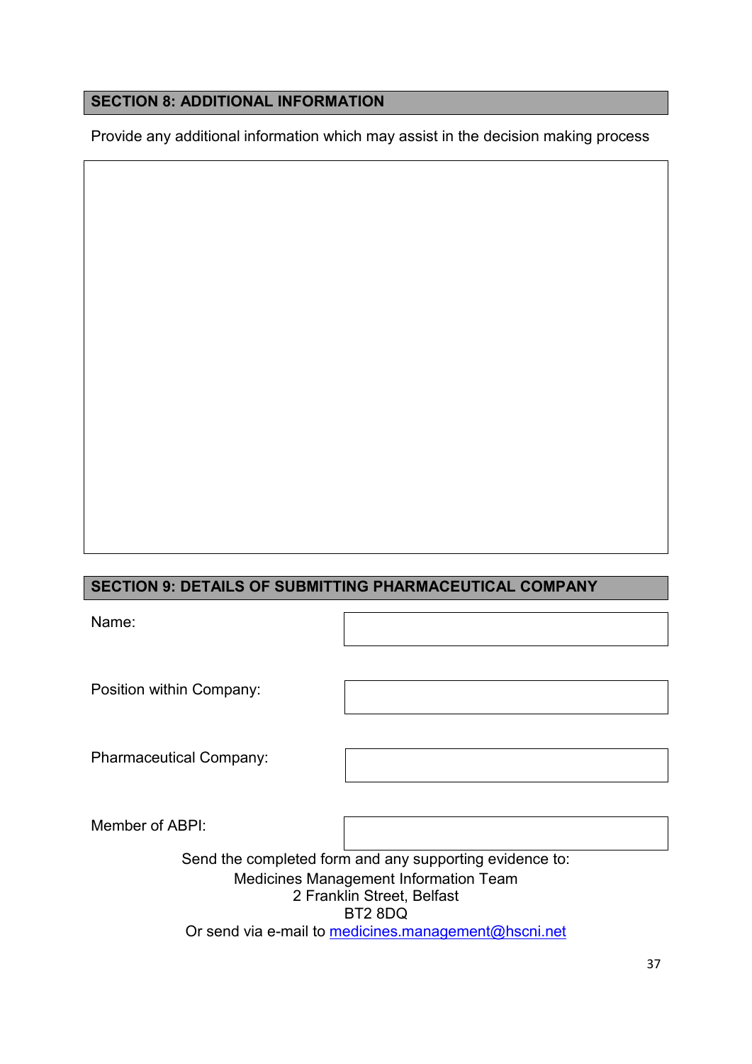## SECTION 8: ADDITIONAL INFORMATION

Provide any additional information which may assist in the decision making process

|  |
|---|
|  |

## SECTION 9: DETAILS OF SUBMITTING PHARMACEUTICAL COMPANY

| | |
|---|---|
| Name: | |
| Position within Company: | |
| Pharmaceutical Company: | |
| Member of ABPI: | |

Send the completed form and any supporting evidence to:
Medicines Management Information Team
2 Franklin Street, Belfast
BT2 8DQ
Or send via e-mail to medicines.management@hscni.net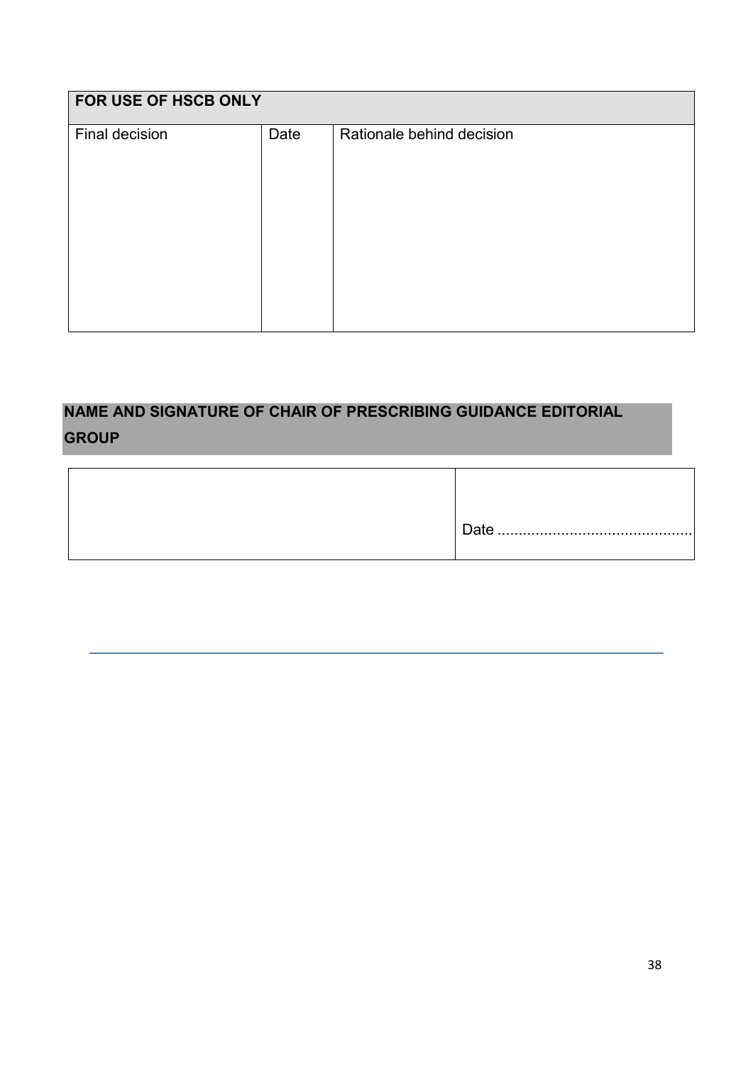| FOR USE OF HSCB ONLY | | |
|---|---|---|
| Final decision | Date | Rationale behind decision |
| | | |

**NAME AND SIGNATURE OF CHAIR OF PRESCRIBING GUIDANCE EDITORIAL GROUP**

| | |
|---|---|
| | Date ............................................. |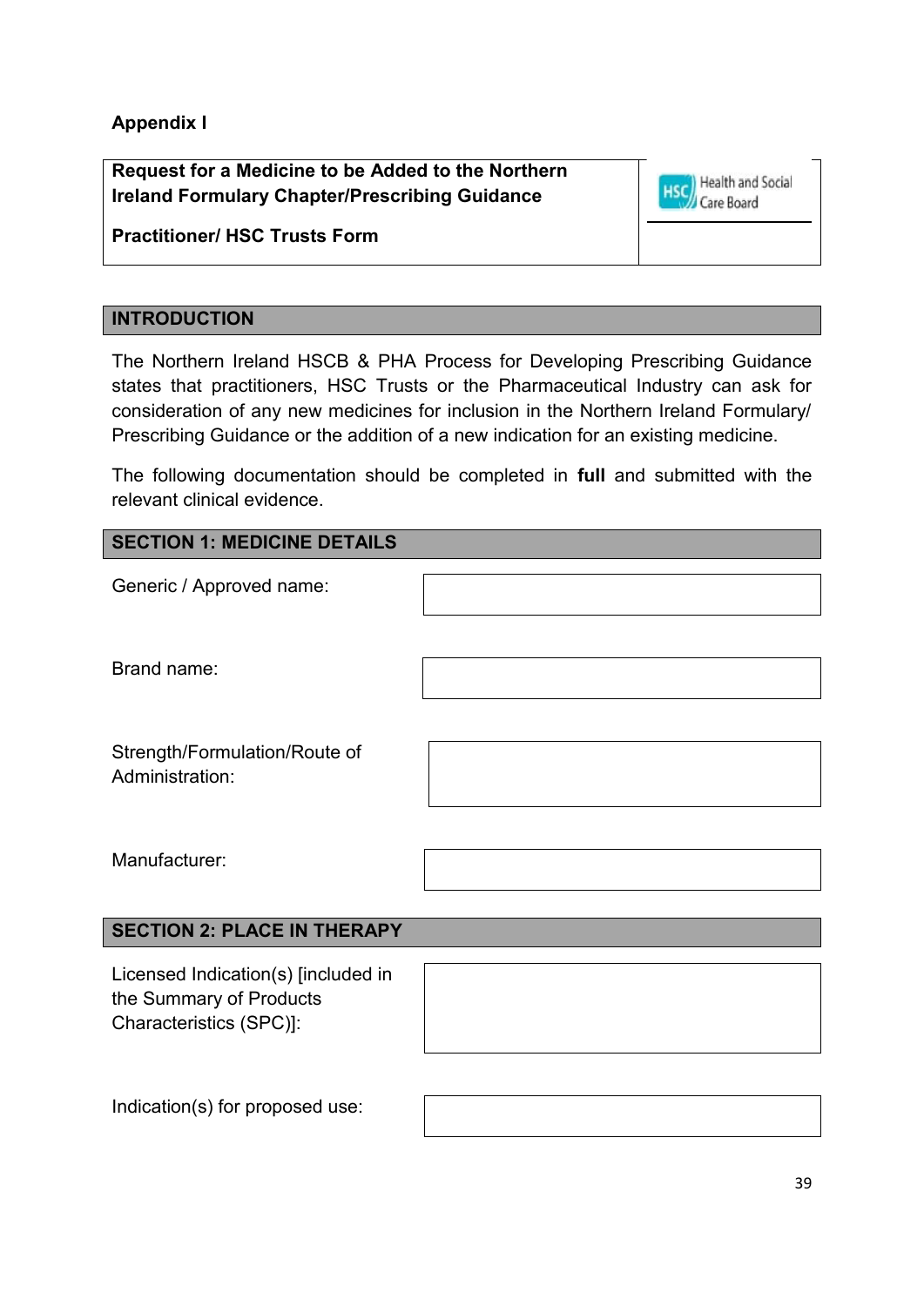**Appendix I**

**Request for a Medicine to be Added to the Northern Ireland Formulary Chapter/Prescribing Guidance**

**Practitioner/ HSC Trusts Form**

Health and Social Care Board

## INTRODUCTION

The Northern Ireland HSCB & PHA Process for Developing Prescribing Guidance states that practitioners, HSC Trusts or the Pharmaceutical Industry can ask for consideration of any new medicines for inclusion in the Northern Ireland Formulary/ Prescribing Guidance or the addition of a new indication for an existing medicine.

The following documentation should be completed in **full** and submitted with the relevant clinical evidence.

## SECTION 1: MEDICINE DETAILS

| | |
|---|---|
| Generic / Approved name: | |
| Brand name: | |
| Strength/Formulation/Route of Administration: | |
| Manufacturer: | |

## SECTION 2: PLACE IN THERAPY

| | |
|---|---|
| Licensed Indication(s) [included in the Summary of Products Characteristics (SPC)]: | |
| Indication(s) for proposed use: | |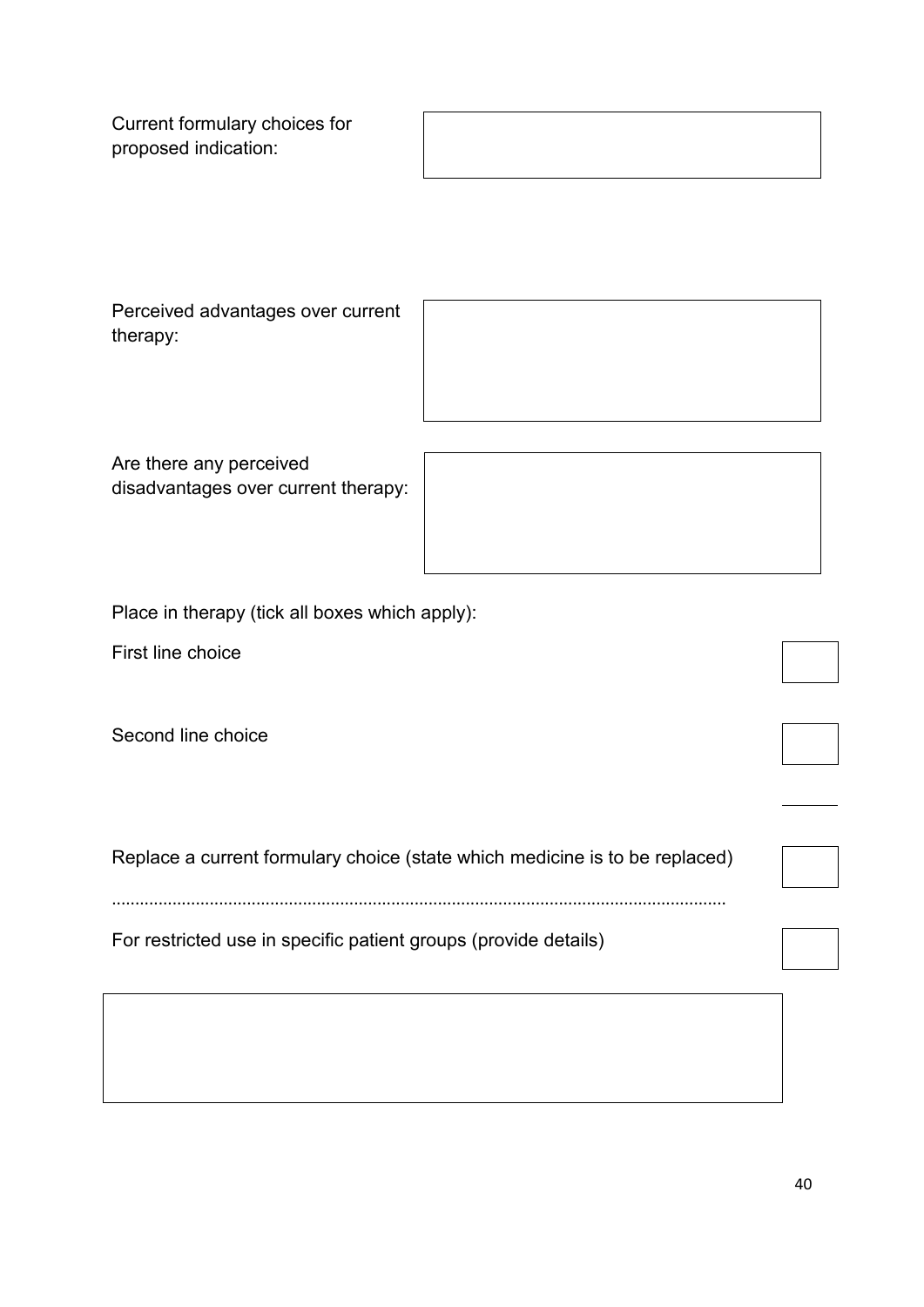Current formulary choices for proposed indication:

| |
|---|
| |

Perceived advantages over current therapy:

| |
|---|
| |

Are there any perceived disadvantages over current therapy:

| |
|---|
| |

Place in therapy (tick all boxes which apply):

First line choice ☐

Second line choice ☐

Replace a current formulary choice (state which medicine is to be replaced) ☐

....................................................................................................................................

For restricted use in specific patient groups (provide details) ☐

| |
|---|
| |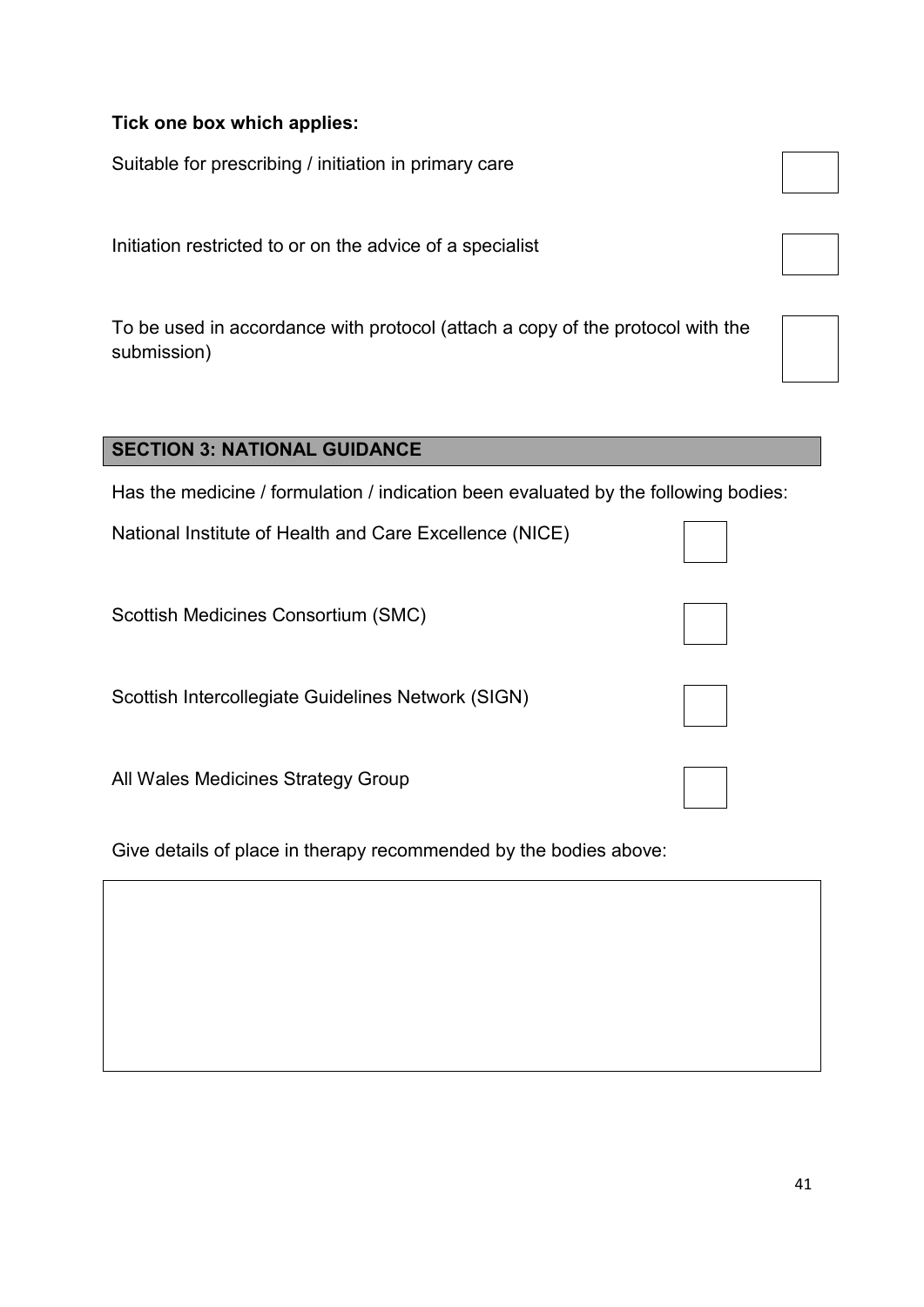**Tick one box which applies:**

Suitable for prescribing / initiation in primary care ☐

Initiation restricted to or on the advice of a specialist ☐

To be used in accordance with protocol (attach a copy of the protocol with the submission) ☐

## SECTION 3: NATIONAL GUIDANCE

Has the medicine / formulation / indication been evaluated by the following bodies:

National Institute of Health and Care Excellence (NICE) ☐

Scottish Medicines Consortium (SMC) ☐

Scottish Intercollegiate Guidelines Network (SIGN) ☐

All Wales Medicines Strategy Group ☐

Give details of place in therapy recommended by the bodies above:

| |
|---|
| |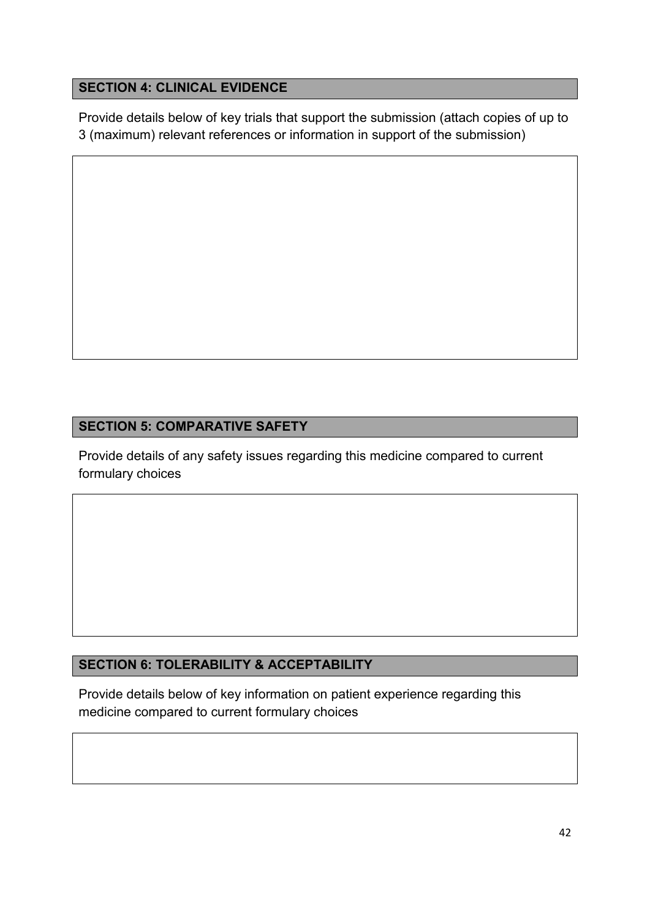## SECTION 4: CLINICAL EVIDENCE

Provide details below of key trials that support the submission (attach copies of up to 3 (maximum) relevant references or information in support of the submission)

| |
|---|
| |

## SECTION 5: COMPARATIVE SAFETY

Provide details of any safety issues regarding this medicine compared to current formulary choices

| |
|---|
| |

## SECTION 6: TOLERABILITY & ACCEPTABILITY

Provide details below of key information on patient experience regarding this medicine compared to current formulary choices

| |
|---|
| |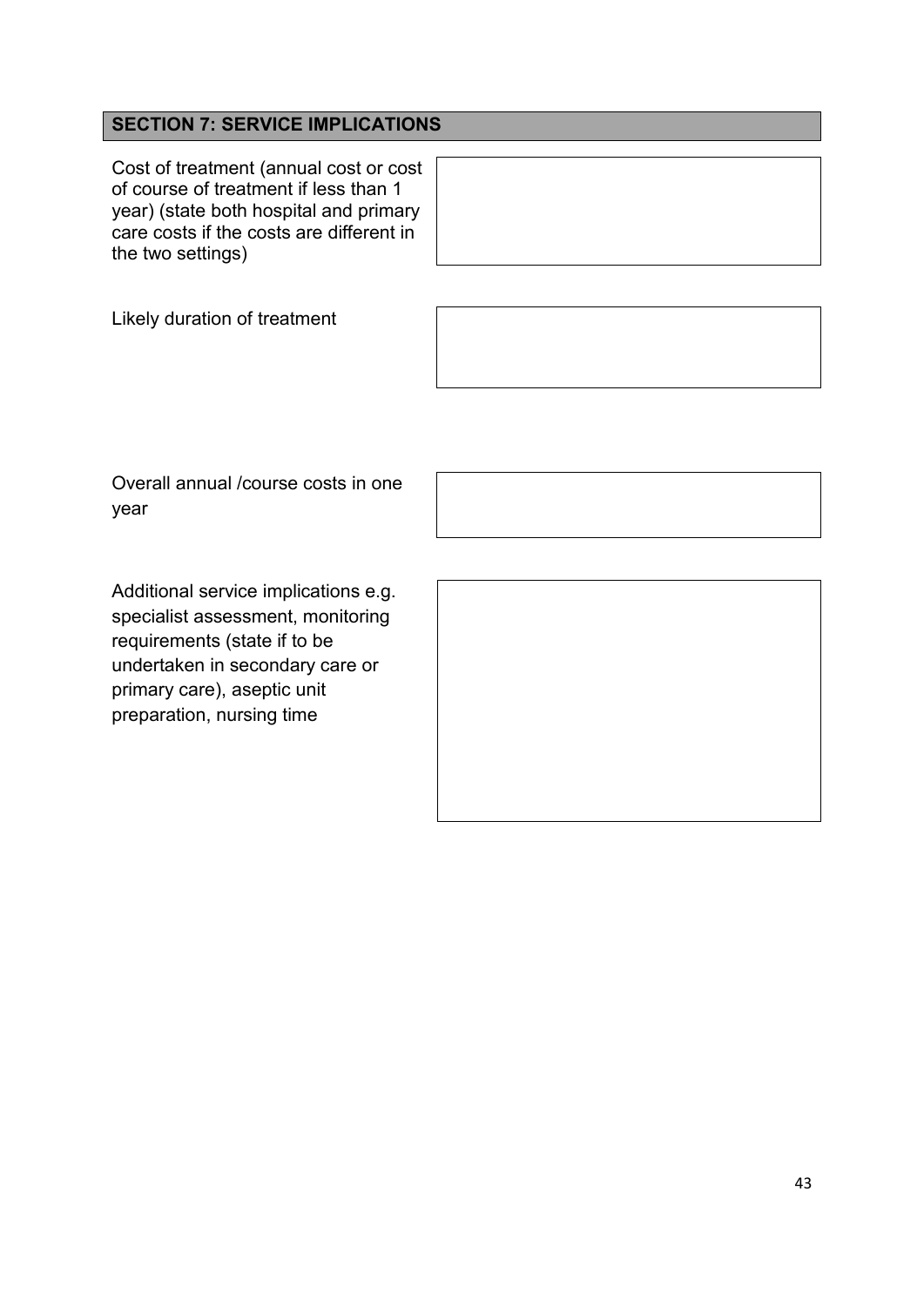## SECTION 7: SERVICE IMPLICATIONS

| | |
|---|---|
| Cost of treatment (annual cost or cost of course of treatment if less than 1 year) (state both hospital and primary care costs if the costs are different in the two settings) | |
| Likely duration of treatment | |
| Overall annual /course costs in one year | |
| Additional service implications e.g. specialist assessment, monitoring requirements (state if to be undertaken in secondary care or primary care), aseptic unit preparation, nursing time | |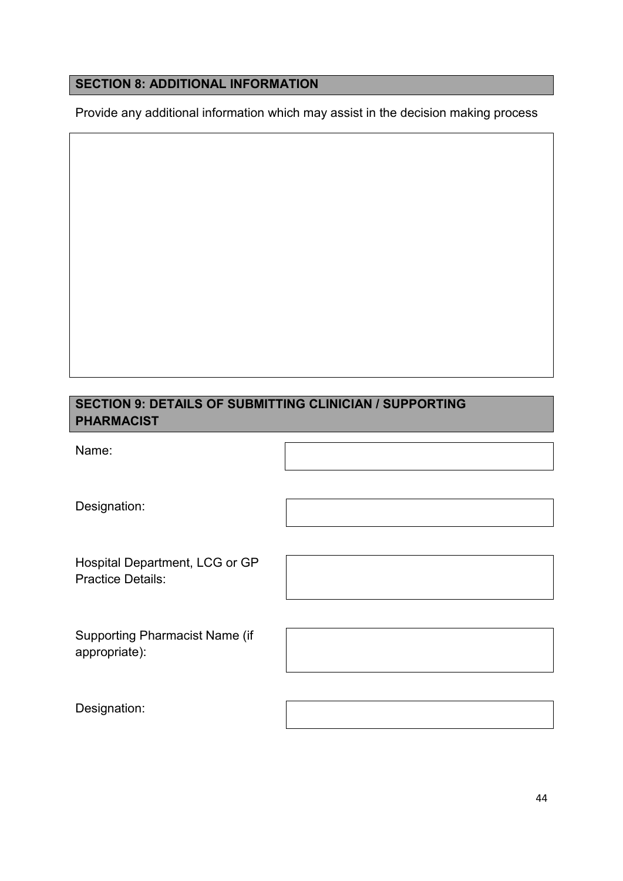## SECTION 8: ADDITIONAL INFORMATION

Provide any additional information which may assist in the decision making process

| |
|---|
| |

## SECTION 9: DETAILS OF SUBMITTING CLINICIAN / SUPPORTING PHARMACIST

| | |
|---|---|
| Name: | |
| Designation: | |
| Hospital Department, LCG or GP Practice Details: | |
| Supporting Pharmacist Name (if appropriate): | |
| Designation: | |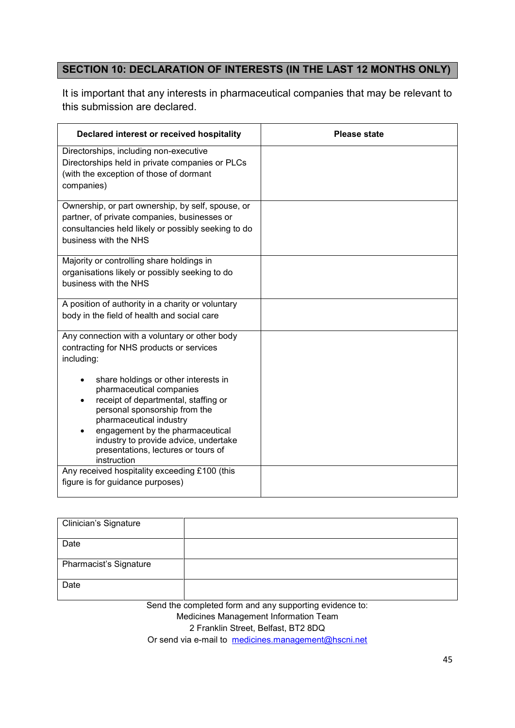## SECTION 10: DECLARATION OF INTERESTS (IN THE LAST 12 MONTHS ONLY)

It is important that any interests in pharmaceutical companies that may be relevant to this submission are declared.

| Declared interest or received hospitality | Please state |
|---|---|
| Directorships, including non-executive Directorships held in private companies or PLCs (with the exception of those of dormant companies) | |
| Ownership, or part ownership, by self, spouse, or partner, of private companies, businesses or consultancies held likely or possibly seeking to do business with the NHS | |
| Majority or controlling share holdings in organisations likely or possibly seeking to do business with the NHS | |
| A position of authority in a charity or voluntary body in the field of health and social care | |
| Any connection with a voluntary or other body contracting for NHS products or services including:<br>• share holdings or other interests in pharmaceutical companies<br>• receipt of departmental, staffing or personal sponsorship from the pharmaceutical industry<br>• engagement by the pharmaceutical industry to provide advice, undertake presentations, lectures or tours of instruction | |
| Any received hospitality exceeding £100 (this figure is for guidance purposes) | |

| Clinician's Signature | |
|---|---|
| Date | |
| Pharmacist's Signature | |
| Date | |

Send the completed form and any supporting evidence to:
Medicines Management Information Team
2 Franklin Street, Belfast, BT2 8DQ
Or send via e-mail to medicines.management@hscni.net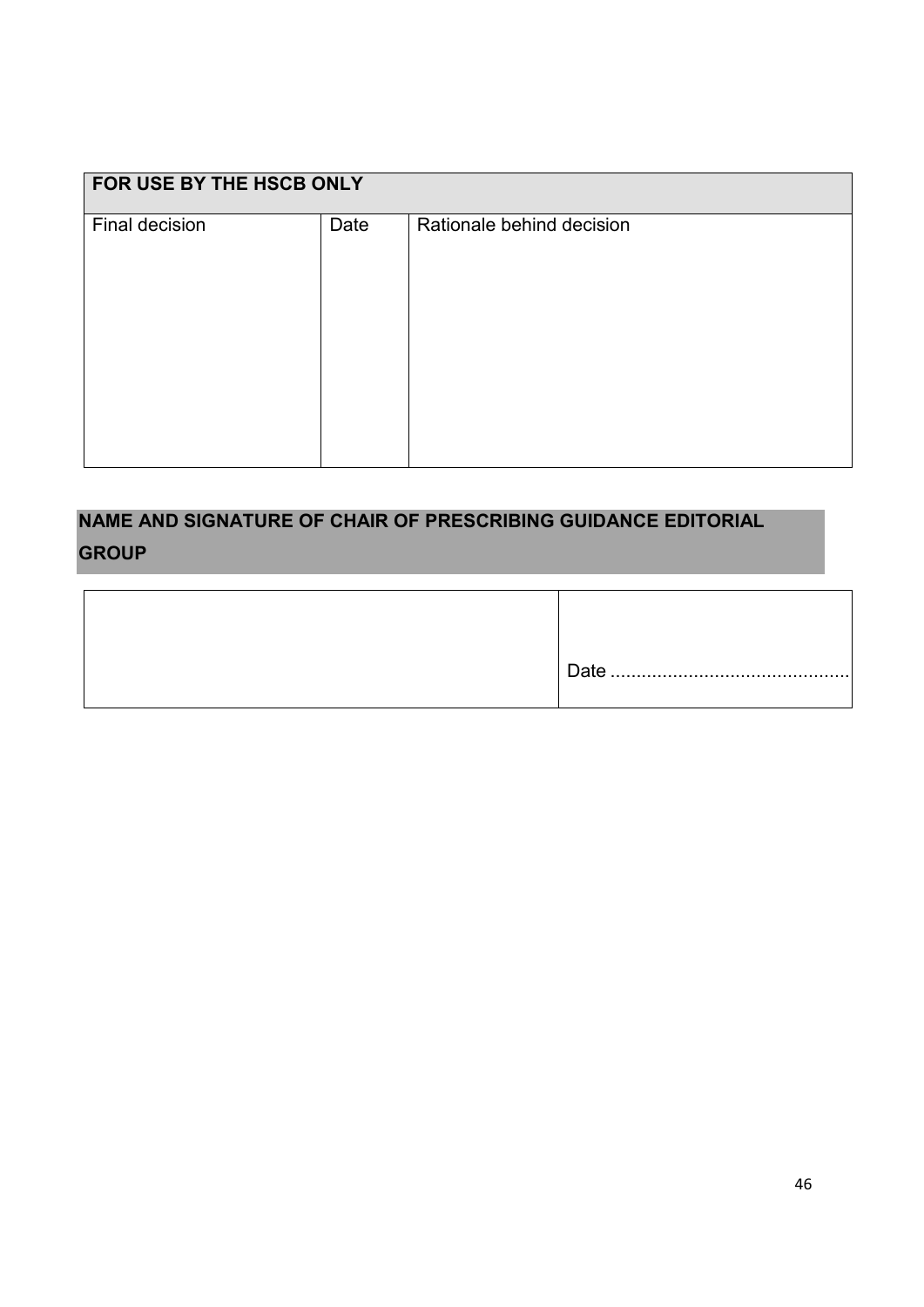| FOR USE BY THE HSCB ONLY | | |
|---|---|---|
| Final decision | Date | Rationale behind decision |

**NAME AND SIGNATURE OF CHAIR OF PRESCRIBING GUIDANCE EDITORIAL GROUP**

| | |
|---|---|
| | Date ............................................. |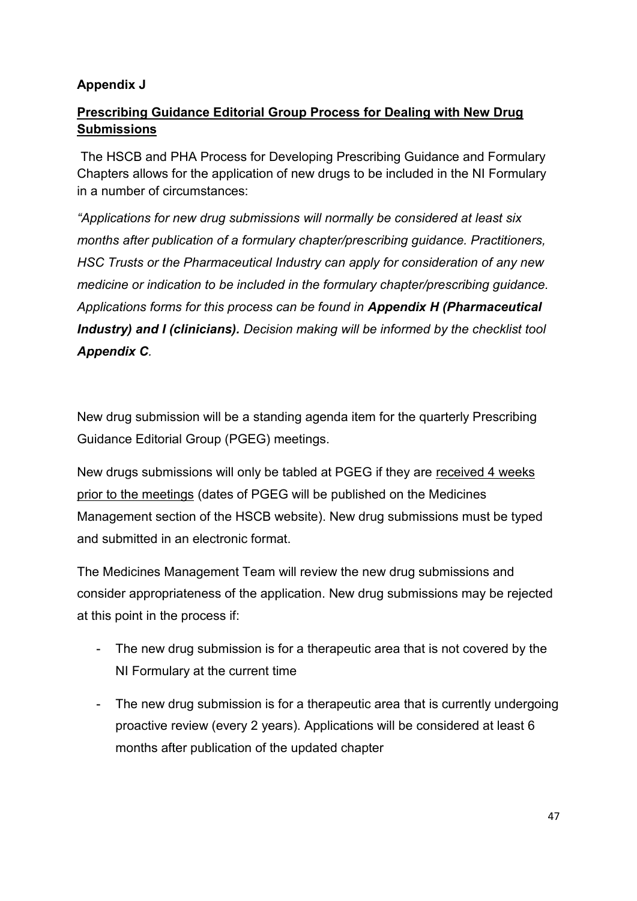**Appendix J**

**Prescribing Guidance Editorial Group Process for Dealing with New Drug Submissions**

The HSCB and PHA Process for Developing Prescribing Guidance and Formulary Chapters allows for the application of new drugs to be included in the NI Formulary in a number of circumstances:

*"Applications for new drug submissions will normally be considered at least six months after publication of a formulary chapter/prescribing guidance. Practitioners, HSC Trusts or the Pharmaceutical Industry can apply for consideration of any new medicine or indication to be included in the formulary chapter/prescribing guidance. Applications forms for this process can be found in **Appendix H (Pharmaceutical Industry) and I (clinicians).** Decision making will be informed by the checklist tool **Appendix C**.*

New drug submission will be a standing agenda item for the quarterly Prescribing Guidance Editorial Group (PGEG) meetings.

New drugs submissions will only be tabled at PGEG if they are received 4 weeks prior to the meetings (dates of PGEG will be published on the Medicines Management section of the HSCB website). New drug submissions must be typed and submitted in an electronic format.

The Medicines Management Team will review the new drug submissions and consider appropriateness of the application. New drug submissions may be rejected at this point in the process if:

- The new drug submission is for a therapeutic area that is not covered by the NI Formulary at the current time
- The new drug submission is for a therapeutic area that is currently undergoing proactive review (every 2 years). Applications will be considered at least 6 months after publication of the updated chapter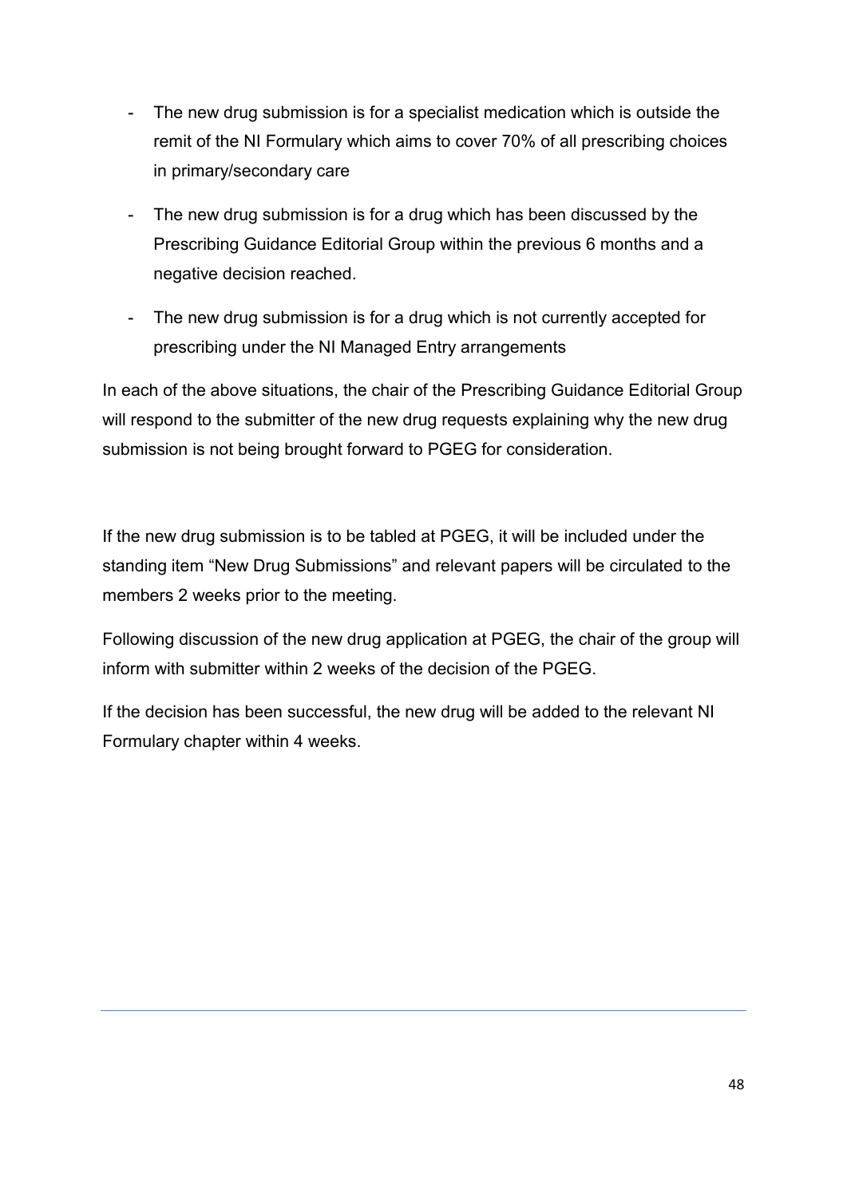- The new drug submission is for a specialist medication which is outside the remit of the NI Formulary which aims to cover 70% of all prescribing choices in primary/secondary care
- The new drug submission is for a drug which has been discussed by the Prescribing Guidance Editorial Group within the previous 6 months and a negative decision reached.
- The new drug submission is for a drug which is not currently accepted for prescribing under the NI Managed Entry arrangements

In each of the above situations, the chair of the Prescribing Guidance Editorial Group will respond to the submitter of the new drug requests explaining why the new drug submission is not being brought forward to PGEG for consideration.

If the new drug submission is to be tabled at PGEG, it will be included under the standing item "New Drug Submissions" and relevant papers will be circulated to the members 2 weeks prior to the meeting.

Following discussion of the new drug application at PGEG, the chair of the group will inform with submitter within 2 weeks of the decision of the PGEG.

If the decision has been successful, the new drug will be added to the relevant NI Formulary chapter within 4 weeks.